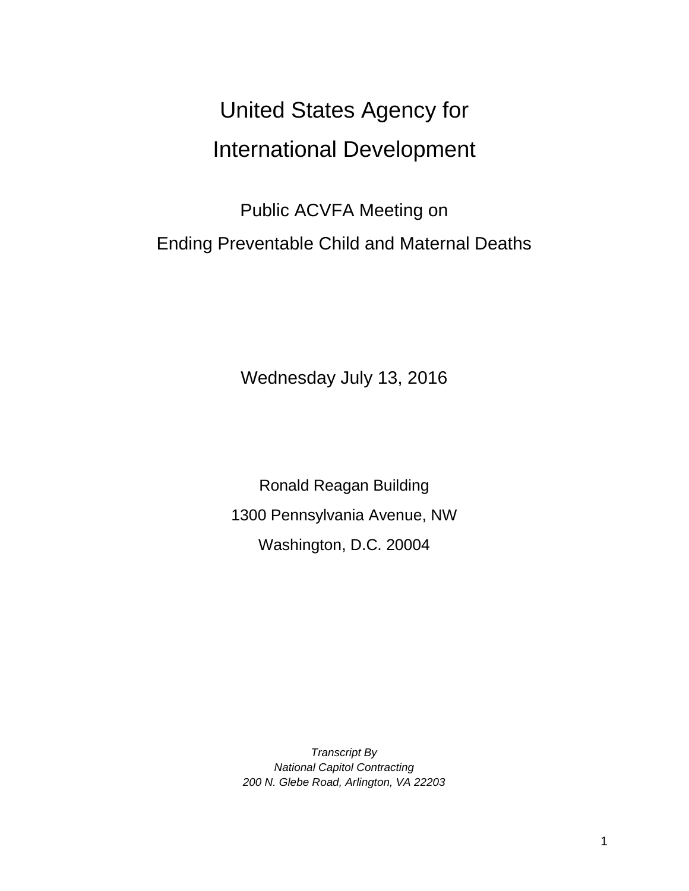# United States Agency for International Development

## Public ACVFA Meeting on Ending Preventable Child and Maternal Deaths

Wednesday July 13, 2016

Ronald Reagan Building

1300 Pennsylvania Avenue, NW

Washington, D.C. 20004

*Transcript By*
*National Capitol Contracting*
*200 N. Glebe Road, Arlington, VA 22203*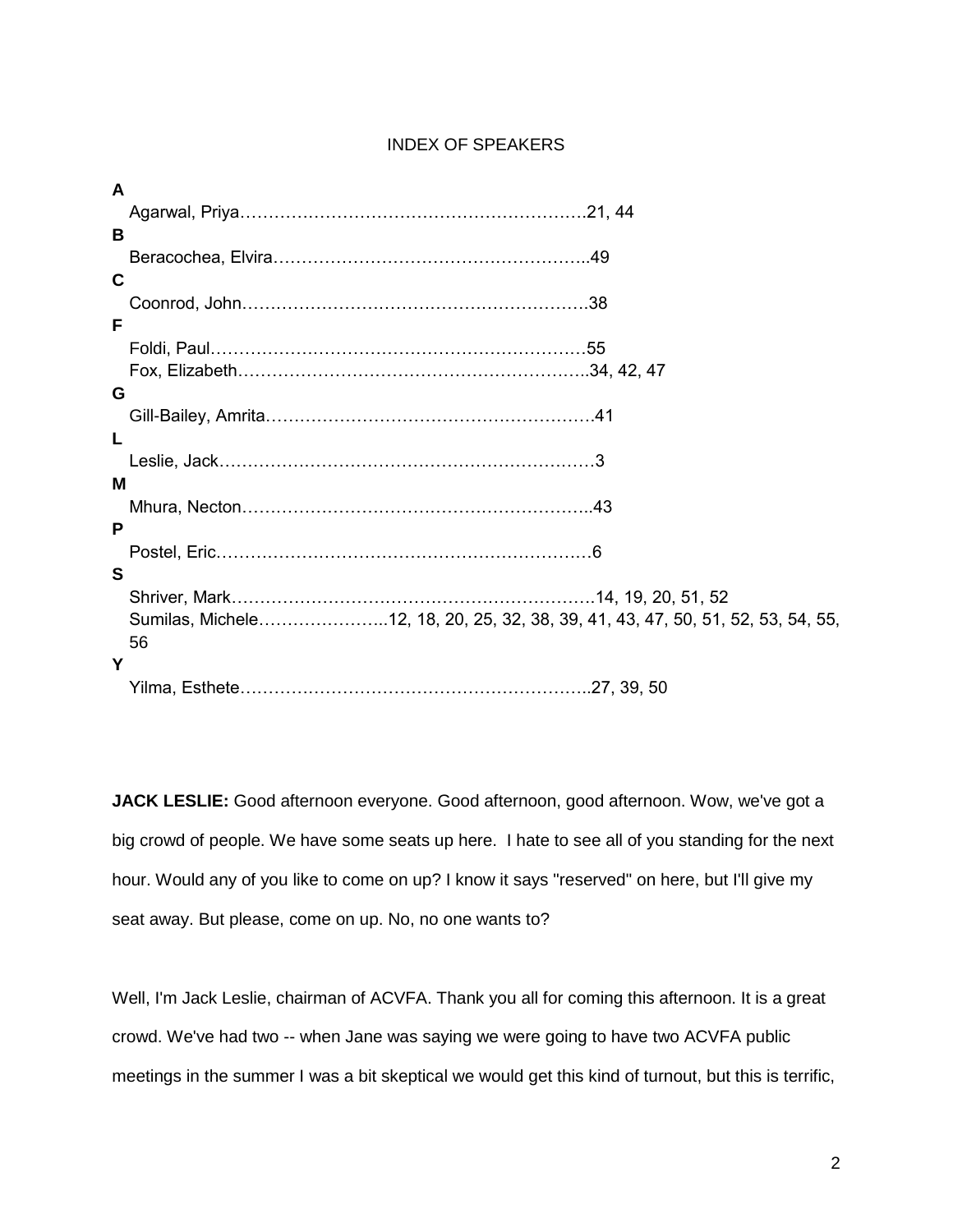# INDEX OF SPEAKERS

**A**

Agarwal, Priya……………………………………………………21, 44

**B**

Beracochea, Elvira………………………………………………49

**C**

Coonrod, John……………………………………………………38

**F**

Foldi, Paul…………………………………………………………55

Fox, Elizabeth……………………………………………………34, 42, 47

**G**

Gill-Bailey, Amrita………………………………………………41

**L**

Leslie, Jack…………………………………………………………3

**M**

Mhura, Necton……………………………………………………43

**P**

Postel, Eric…………………………………………………………6

**S**

Shriver, Mark………………………………………………………14, 19, 20, 51, 52

Sumilas, Michele…………………..12, 18, 20, 25, 32, 38, 39, 41, 43, 47, 50, 51, 52, 53, 54, 55, 56

**Y**

Yilma, Esthete……………………………………………………27, 39, 50

**JACK LESLIE:** Good afternoon everyone. Good afternoon, good afternoon. Wow, we've got a big crowd of people. We have some seats up here. I hate to see all of you standing for the next hour. Would any of you like to come on up? I know it says "reserved" on here, but I'll give my seat away. But please, come on up. No, no one wants to?

Well, I'm Jack Leslie, chairman of ACVFA. Thank you all for coming this afternoon. It is a great crowd. We've had two -- when Jane was saying we were going to have two ACVFA public meetings in the summer I was a bit skeptical we would get this kind of turnout, but this is terrific,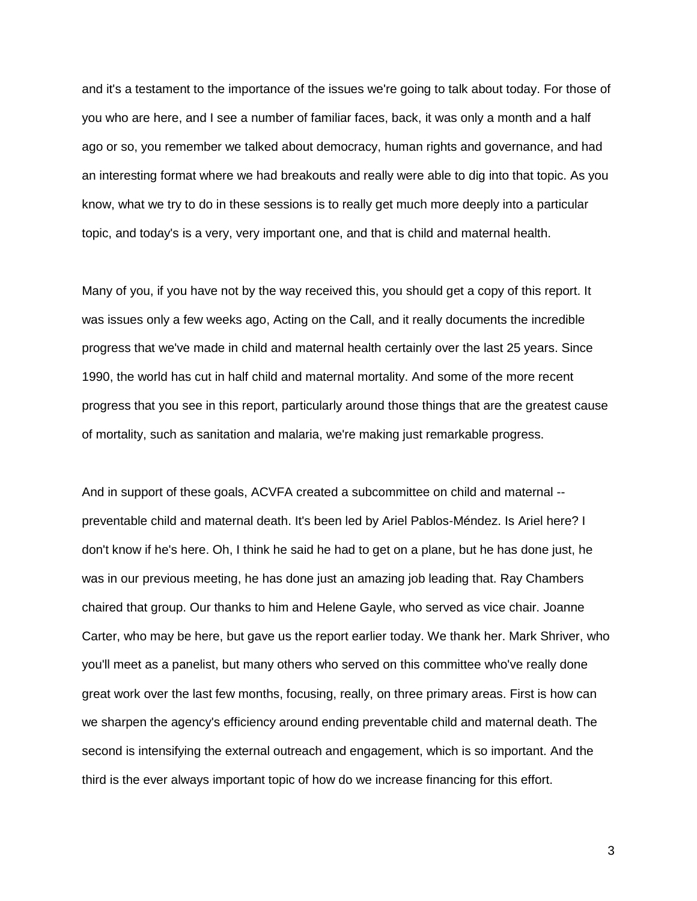and it's a testament to the importance of the issues we're going to talk about today. For those of you who are here, and I see a number of familiar faces, back, it was only a month and a half ago or so, you remember we talked about democracy, human rights and governance, and had an interesting format where we had breakouts and really were able to dig into that topic. As you know, what we try to do in these sessions is to really get much more deeply into a particular topic, and today's is a very, very important one, and that is child and maternal health.

Many of you, if you have not by the way received this, you should get a copy of this report. It was issues only a few weeks ago, Acting on the Call, and it really documents the incredible progress that we've made in child and maternal health certainly over the last 25 years. Since 1990, the world has cut in half child and maternal mortality. And some of the more recent progress that you see in this report, particularly around those things that are the greatest cause of mortality, such as sanitation and malaria, we're making just remarkable progress.

And in support of these goals, ACVFA created a subcommittee on child and maternal -- preventable child and maternal death. It's been led by Ariel Pablos-Méndez. Is Ariel here? I don't know if he's here. Oh, I think he said he had to get on a plane, but he has done just, he was in our previous meeting, he has done just an amazing job leading that. Ray Chambers chaired that group. Our thanks to him and Helene Gayle, who served as vice chair. Joanne Carter, who may be here, but gave us the report earlier today. We thank her. Mark Shriver, who you'll meet as a panelist, but many others who served on this committee who've really done great work over the last few months, focusing, really, on three primary areas. First is how can we sharpen the agency's efficiency around ending preventable child and maternal death. The second is intensifying the external outreach and engagement, which is so important. And the third is the ever always important topic of how do we increase financing for this effort.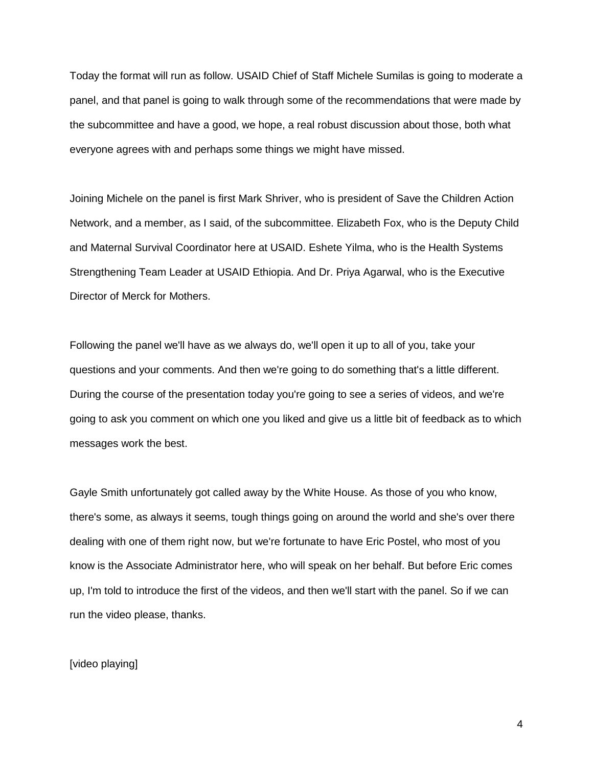Today the format will run as follow. USAID Chief of Staff Michele Sumilas is going to moderate a panel, and that panel is going to walk through some of the recommendations that were made by the subcommittee and have a good, we hope, a real robust discussion about those, both what everyone agrees with and perhaps some things we might have missed.

Joining Michele on the panel is first Mark Shriver, who is president of Save the Children Action Network, and a member, as I said, of the subcommittee. Elizabeth Fox, who is the Deputy Child and Maternal Survival Coordinator here at USAID. Eshete Yilma, who is the Health Systems Strengthening Team Leader at USAID Ethiopia. And Dr. Priya Agarwal, who is the Executive Director of Merck for Mothers.

Following the panel we'll have as we always do, we'll open it up to all of you, take your questions and your comments. And then we're going to do something that's a little different. During the course of the presentation today you're going to see a series of videos, and we're going to ask you comment on which one you liked and give us a little bit of feedback as to which messages work the best.

Gayle Smith unfortunately got called away by the White House. As those of you who know, there's some, as always it seems, tough things going on around the world and she's over there dealing with one of them right now, but we're fortunate to have Eric Postel, who most of you know is the Associate Administrator here, who will speak on her behalf. But before Eric comes up, I'm told to introduce the first of the videos, and then we'll start with the panel. So if we can run the video please, thanks.

[video playing]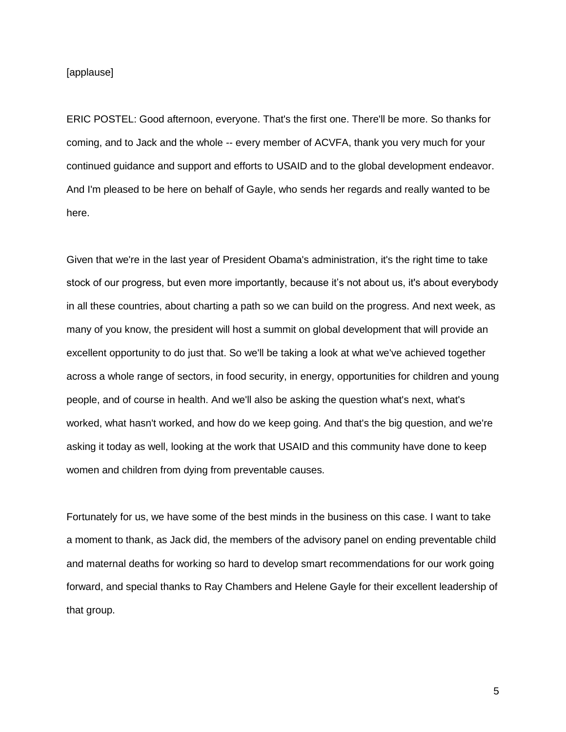[applause]

ERIC POSTEL: Good afternoon, everyone. That's the first one. There'll be more. So thanks for coming, and to Jack and the whole -- every member of ACVFA, thank you very much for your continued guidance and support and efforts to USAID and to the global development endeavor. And I'm pleased to be here on behalf of Gayle, who sends her regards and really wanted to be here.

Given that we're in the last year of President Obama's administration, it's the right time to take stock of our progress, but even more importantly, because it's not about us, it's about everybody in all these countries, about charting a path so we can build on the progress. And next week, as many of you know, the president will host a summit on global development that will provide an excellent opportunity to do just that. So we'll be taking a look at what we've achieved together across a whole range of sectors, in food security, in energy, opportunities for children and young people, and of course in health. And we'll also be asking the question what's next, what's worked, what hasn't worked, and how do we keep going. And that's the big question, and we're asking it today as well, looking at the work that USAID and this community have done to keep women and children from dying from preventable causes.

Fortunately for us, we have some of the best minds in the business on this case. I want to take a moment to thank, as Jack did, the members of the advisory panel on ending preventable child and maternal deaths for working so hard to develop smart recommendations for our work going forward, and special thanks to Ray Chambers and Helene Gayle for their excellent leadership of that group.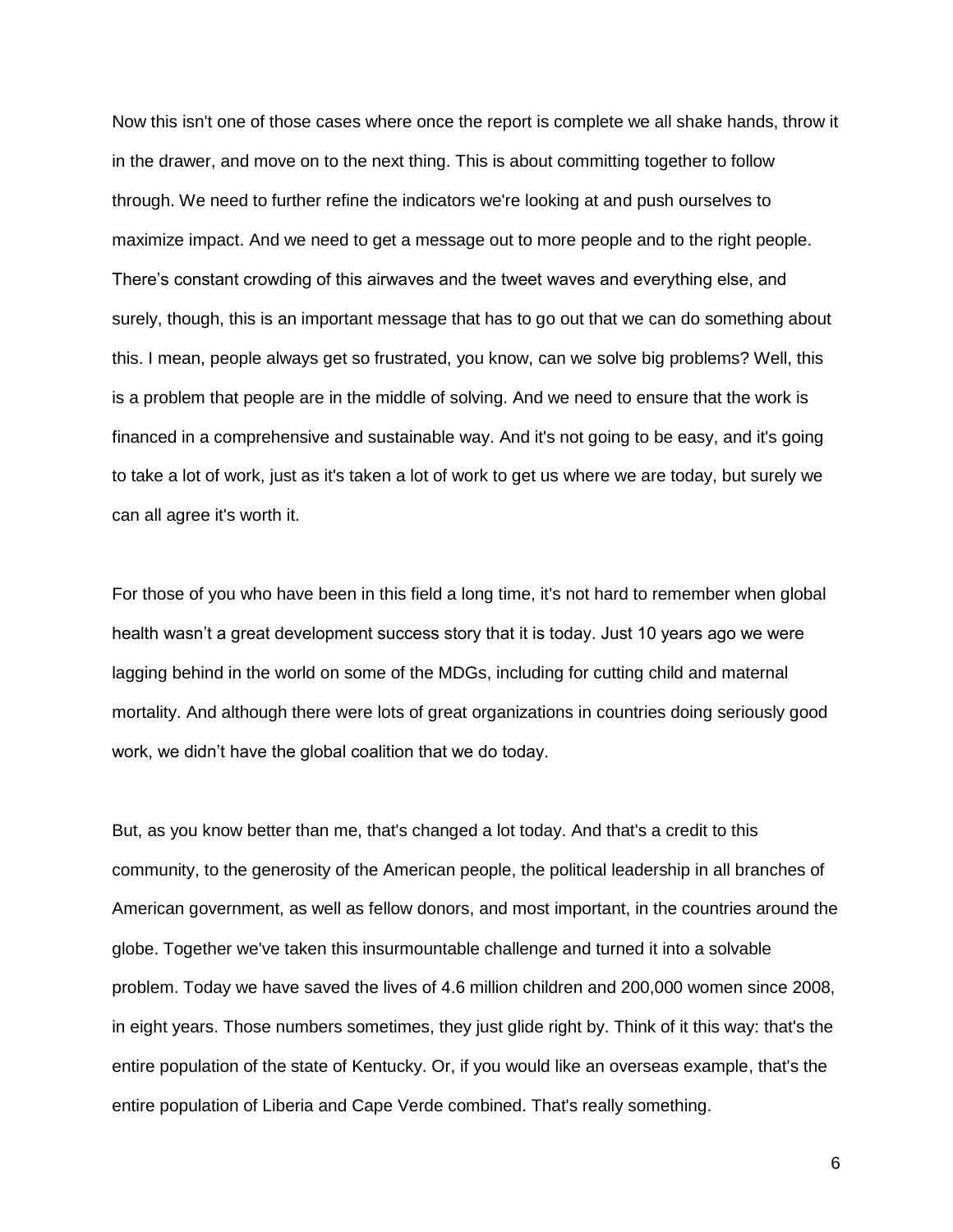Now this isn't one of those cases where once the report is complete we all shake hands, throw it in the drawer, and move on to the next thing. This is about committing together to follow through. We need to further refine the indicators we're looking at and push ourselves to maximize impact. And we need to get a message out to more people and to the right people. There's constant crowding of this airwaves and the tweet waves and everything else, and surely, though, this is an important message that has to go out that we can do something about this. I mean, people always get so frustrated, you know, can we solve big problems? Well, this is a problem that people are in the middle of solving. And we need to ensure that the work is financed in a comprehensive and sustainable way. And it's not going to be easy, and it's going to take a lot of work, just as it's taken a lot of work to get us where we are today, but surely we can all agree it's worth it.

For those of you who have been in this field a long time, it's not hard to remember when global health wasn't a great development success story that it is today. Just 10 years ago we were lagging behind in the world on some of the MDGs, including for cutting child and maternal mortality. And although there were lots of great organizations in countries doing seriously good work, we didn't have the global coalition that we do today.

But, as you know better than me, that's changed a lot today. And that's a credit to this community, to the generosity of the American people, the political leadership in all branches of American government, as well as fellow donors, and most important, in the countries around the globe. Together we've taken this insurmountable challenge and turned it into a solvable problem. Today we have saved the lives of 4.6 million children and 200,000 women since 2008, in eight years. Those numbers sometimes, they just glide right by. Think of it this way: that's the entire population of the state of Kentucky. Or, if you would like an overseas example, that's the entire population of Liberia and Cape Verde combined. That's really something.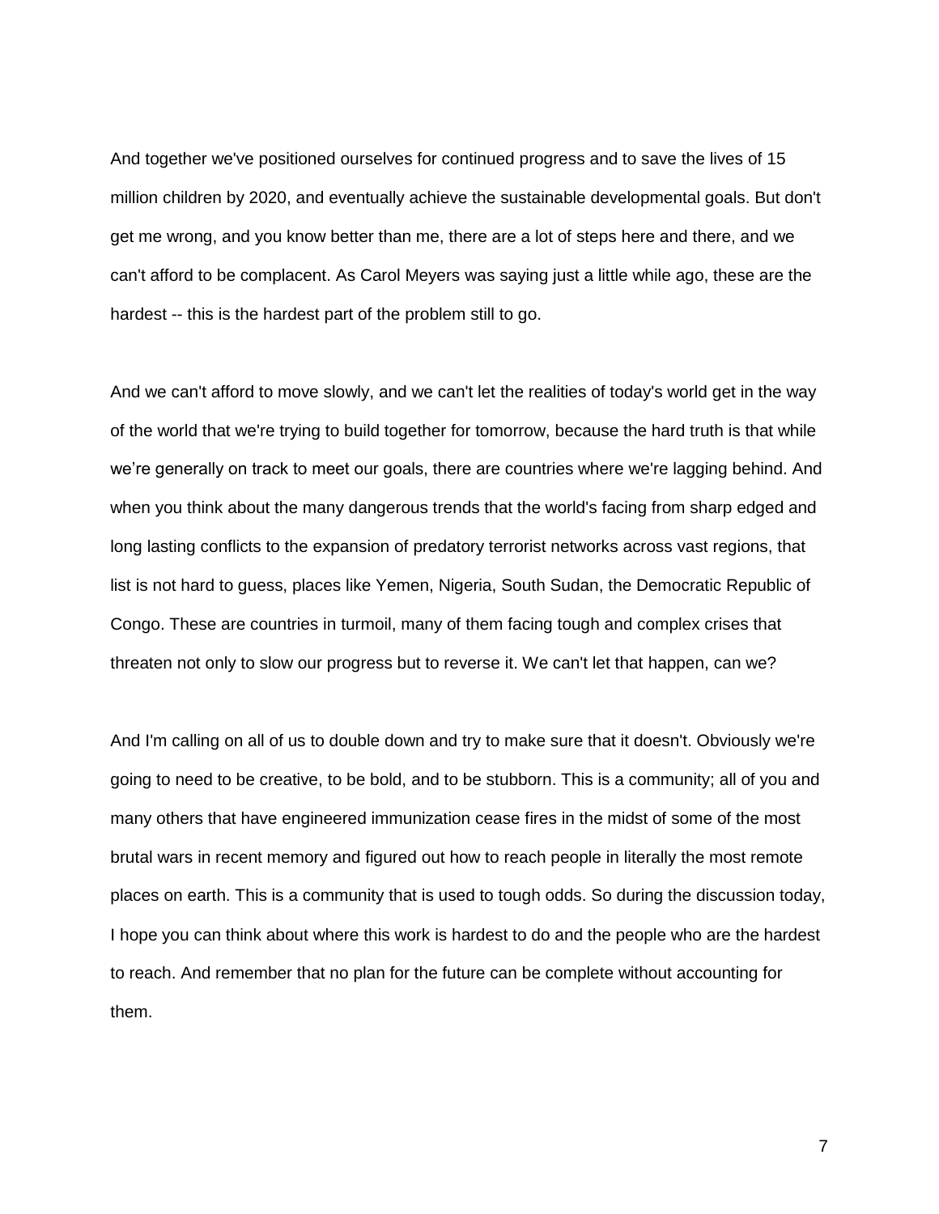And together we've positioned ourselves for continued progress and to save the lives of 15 million children by 2020, and eventually achieve the sustainable developmental goals. But don't get me wrong, and you know better than me, there are a lot of steps here and there, and we can't afford to be complacent. As Carol Meyers was saying just a little while ago, these are the hardest -- this is the hardest part of the problem still to go.

And we can't afford to move slowly, and we can't let the realities of today's world get in the way of the world that we're trying to build together for tomorrow, because the hard truth is that while we’re generally on track to meet our goals, there are countries where we're lagging behind. And when you think about the many dangerous trends that the world's facing from sharp edged and long lasting conflicts to the expansion of predatory terrorist networks across vast regions, that list is not hard to guess, places like Yemen, Nigeria, South Sudan, the Democratic Republic of Congo. These are countries in turmoil, many of them facing tough and complex crises that threaten not only to slow our progress but to reverse it. We can't let that happen, can we?

And I'm calling on all of us to double down and try to make sure that it doesn't. Obviously we're going to need to be creative, to be bold, and to be stubborn. This is a community; all of you and many others that have engineered immunization cease fires in the midst of some of the most brutal wars in recent memory and figured out how to reach people in literally the most remote places on earth. This is a community that is used to tough odds. So during the discussion today, I hope you can think about where this work is hardest to do and the people who are the hardest to reach. And remember that no plan for the future can be complete without accounting for them.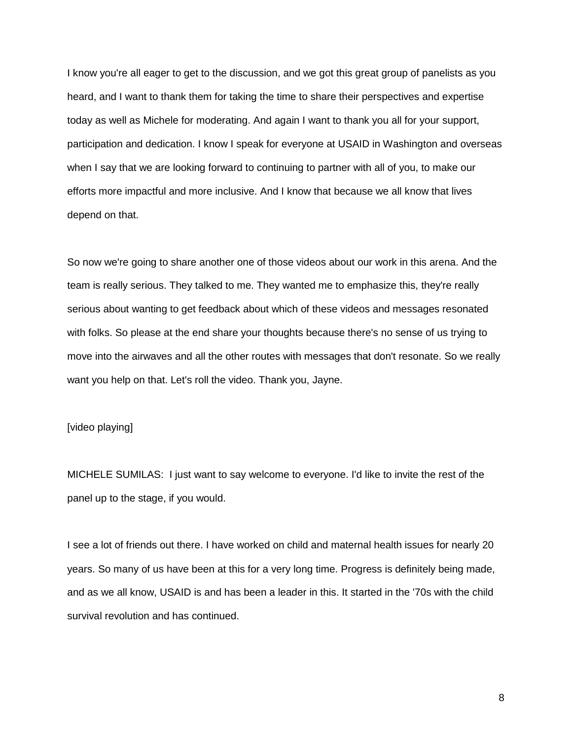I know you're all eager to get to the discussion, and we got this great group of panelists as you heard, and I want to thank them for taking the time to share their perspectives and expertise today as well as Michele for moderating. And again I want to thank you all for your support, participation and dedication. I know I speak for everyone at USAID in Washington and overseas when I say that we are looking forward to continuing to partner with all of you, to make our efforts more impactful and more inclusive. And I know that because we all know that lives depend on that.

So now we're going to share another one of those videos about our work in this arena. And the team is really serious. They talked to me. They wanted me to emphasize this, they're really serious about wanting to get feedback about which of these videos and messages resonated with folks. So please at the end share your thoughts because there's no sense of us trying to move into the airwaves and all the other routes with messages that don't resonate. So we really want you help on that. Let's roll the video. Thank you, Jayne.

[video playing]

MICHELE SUMILAS:  I just want to say welcome to everyone. I'd like to invite the rest of the panel up to the stage, if you would.

I see a lot of friends out there. I have worked on child and maternal health issues for nearly 20 years. So many of us have been at this for a very long time. Progress is definitely being made, and as we all know, USAID is and has been a leader in this. It started in the '70s with the child survival revolution and has continued.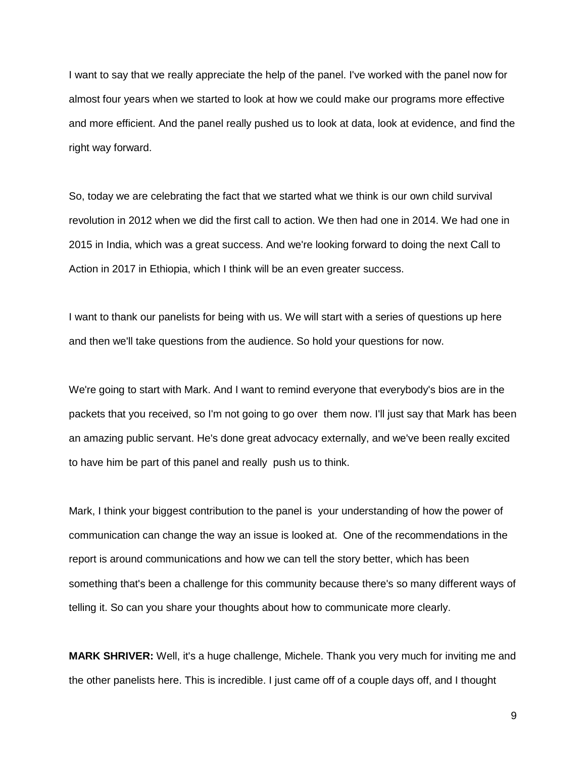I want to say that we really appreciate the help of the panel. I've worked with the panel now for almost four years when we started to look at how we could make our programs more effective and more efficient. And the panel really pushed us to look at data, look at evidence, and find the right way forward.

So, today we are celebrating the fact that we started what we think is our own child survival revolution in 2012 when we did the first call to action. We then had one in 2014. We had one in 2015 in India, which was a great success. And we're looking forward to doing the next Call to Action in 2017 in Ethiopia, which I think will be an even greater success.

I want to thank our panelists for being with us. We will start with a series of questions up here and then we'll take questions from the audience. So hold your questions for now.

We're going to start with Mark. And I want to remind everyone that everybody's bios are in the packets that you received, so I'm not going to go over them now. I'll just say that Mark has been an amazing public servant. He's done great advocacy externally, and we've been really excited to have him be part of this panel and really push us to think.

Mark, I think your biggest contribution to the panel is your understanding of how the power of communication can change the way an issue is looked at. One of the recommendations in the report is around communications and how we can tell the story better, which has been something that's been a challenge for this community because there's so many different ways of telling it. So can you share your thoughts about how to communicate more clearly.

**MARK SHRIVER:** Well, it's a huge challenge, Michele. Thank you very much for inviting me and the other panelists here. This is incredible. I just came off of a couple days off, and I thought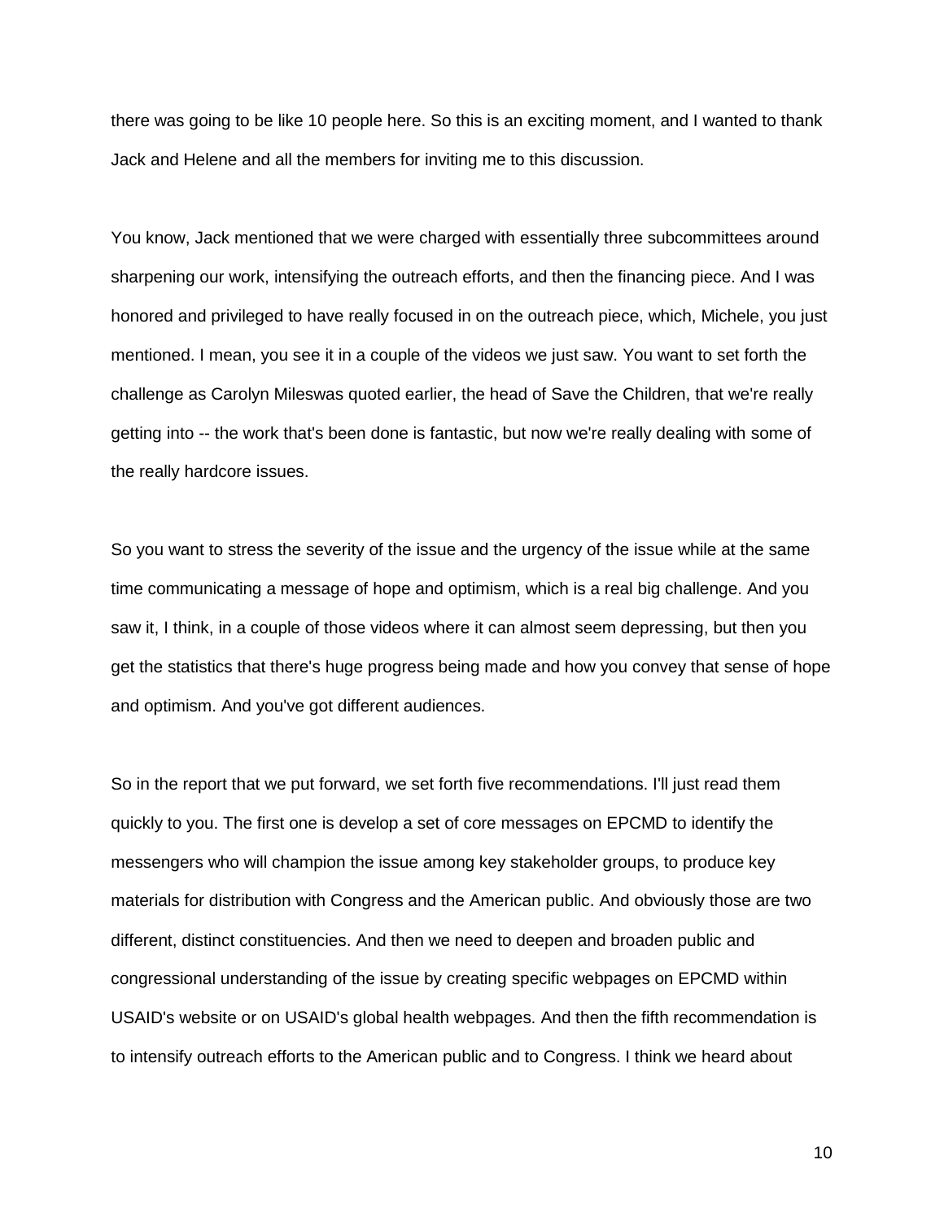there was going to be like 10 people here. So this is an exciting moment, and I wanted to thank Jack and Helene and all the members for inviting me to this discussion.

You know, Jack mentioned that we were charged with essentially three subcommittees around sharpening our work, intensifying the outreach efforts, and then the financing piece. And I was honored and privileged to have really focused in on the outreach piece, which, Michele, you just mentioned. I mean, you see it in a couple of the videos we just saw. You want to set forth the challenge as Carolyn Mileswas quoted earlier, the head of Save the Children, that we're really getting into -- the work that's been done is fantastic, but now we're really dealing with some of the really hardcore issues.

So you want to stress the severity of the issue and the urgency of the issue while at the same time communicating a message of hope and optimism, which is a real big challenge. And you saw it, I think, in a couple of those videos where it can almost seem depressing, but then you get the statistics that there's huge progress being made and how you convey that sense of hope and optimism. And you've got different audiences.

So in the report that we put forward, we set forth five recommendations. I'll just read them quickly to you. The first one is develop a set of core messages on EPCMD to identify the messengers who will champion the issue among key stakeholder groups, to produce key materials for distribution with Congress and the American public. And obviously those are two different, distinct constituencies. And then we need to deepen and broaden public and congressional understanding of the issue by creating specific webpages on EPCMD within USAID's website or on USAID's global health webpages. And then the fifth recommendation is to intensify outreach efforts to the American public and to Congress. I think we heard about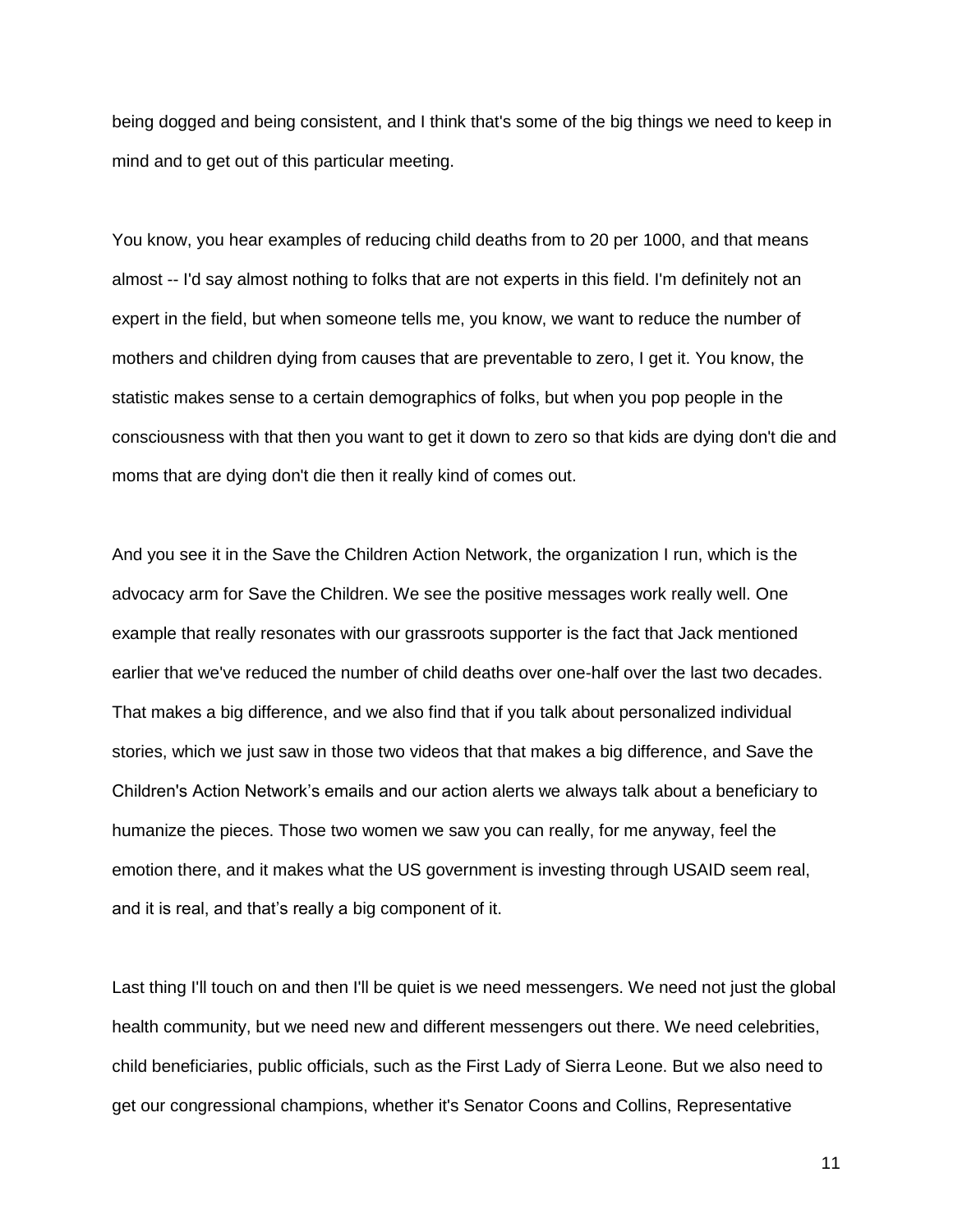being dogged and being consistent, and I think that's some of the big things we need to keep in mind and to get out of this particular meeting.

You know, you hear examples of reducing child deaths from to 20 per 1000, and that means almost -- I'd say almost nothing to folks that are not experts in this field. I'm definitely not an expert in the field, but when someone tells me, you know, we want to reduce the number of mothers and children dying from causes that are preventable to zero, I get it. You know, the statistic makes sense to a certain demographics of folks, but when you pop people in the consciousness with that then you want to get it down to zero so that kids are dying don't die and moms that are dying don't die then it really kind of comes out.

And you see it in the Save the Children Action Network, the organization I run, which is the advocacy arm for Save the Children. We see the positive messages work really well. One example that really resonates with our grassroots supporter is the fact that Jack mentioned earlier that we've reduced the number of child deaths over one-half over the last two decades. That makes a big difference, and we also find that if you talk about personalized individual stories, which we just saw in those two videos that that makes a big difference, and Save the Children's Action Network's emails and our action alerts we always talk about a beneficiary to humanize the pieces. Those two women we saw you can really, for me anyway, feel the emotion there, and it makes what the US government is investing through USAID seem real, and it is real, and that's really a big component of it.

Last thing I'll touch on and then I'll be quiet is we need messengers. We need not just the global health community, but we need new and different messengers out there. We need celebrities, child beneficiaries, public officials, such as the First Lady of Sierra Leone. But we also need to get our congressional champions, whether it's Senator Coons and Collins, Representative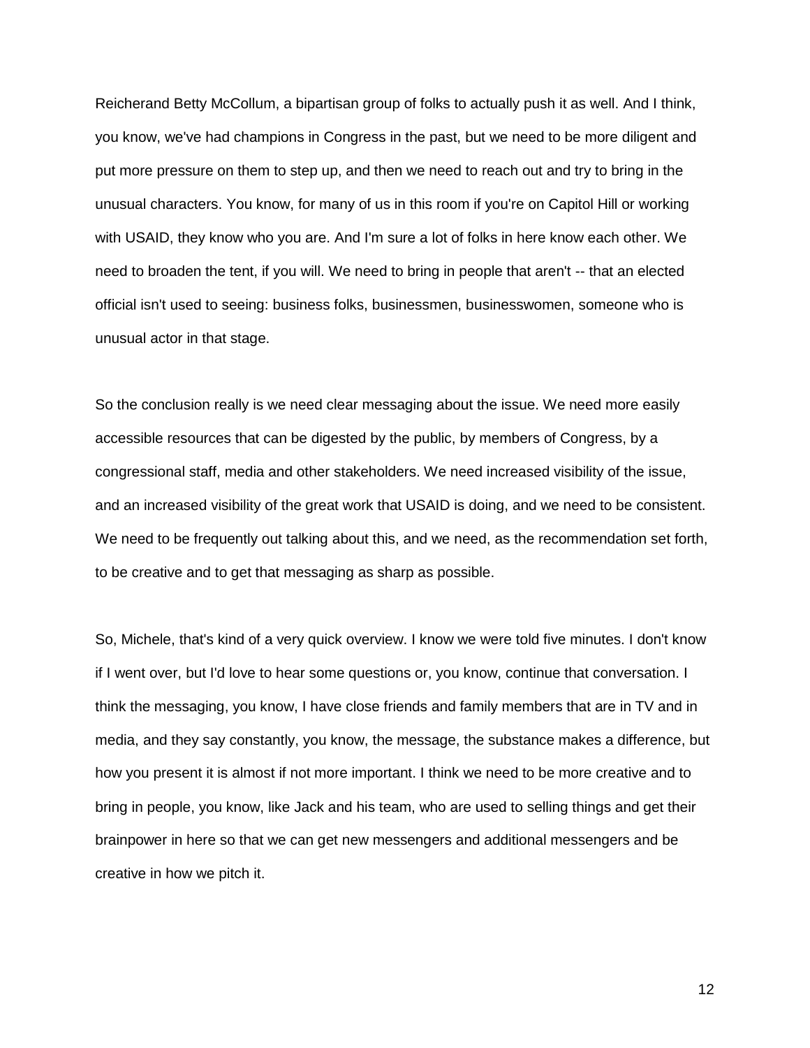Reicherand Betty McCollum, a bipartisan group of folks to actually push it as well. And I think, you know, we've had champions in Congress in the past, but we need to be more diligent and put more pressure on them to step up, and then we need to reach out and try to bring in the unusual characters. You know, for many of us in this room if you're on Capitol Hill or working with USAID, they know who you are. And I'm sure a lot of folks in here know each other. We need to broaden the tent, if you will. We need to bring in people that aren't -- that an elected official isn't used to seeing: business folks, businessmen, businesswomen, someone who is unusual actor in that stage.

So the conclusion really is we need clear messaging about the issue. We need more easily accessible resources that can be digested by the public, by members of Congress, by a congressional staff, media and other stakeholders. We need increased visibility of the issue, and an increased visibility of the great work that USAID is doing, and we need to be consistent. We need to be frequently out talking about this, and we need, as the recommendation set forth, to be creative and to get that messaging as sharp as possible.

So, Michele, that's kind of a very quick overview. I know we were told five minutes. I don't know if I went over, but I'd love to hear some questions or, you know, continue that conversation. I think the messaging, you know, I have close friends and family members that are in TV and in media, and they say constantly, you know, the message, the substance makes a difference, but how you present it is almost if not more important. I think we need to be more creative and to bring in people, you know, like Jack and his team, who are used to selling things and get their brainpower in here so that we can get new messengers and additional messengers and be creative in how we pitch it.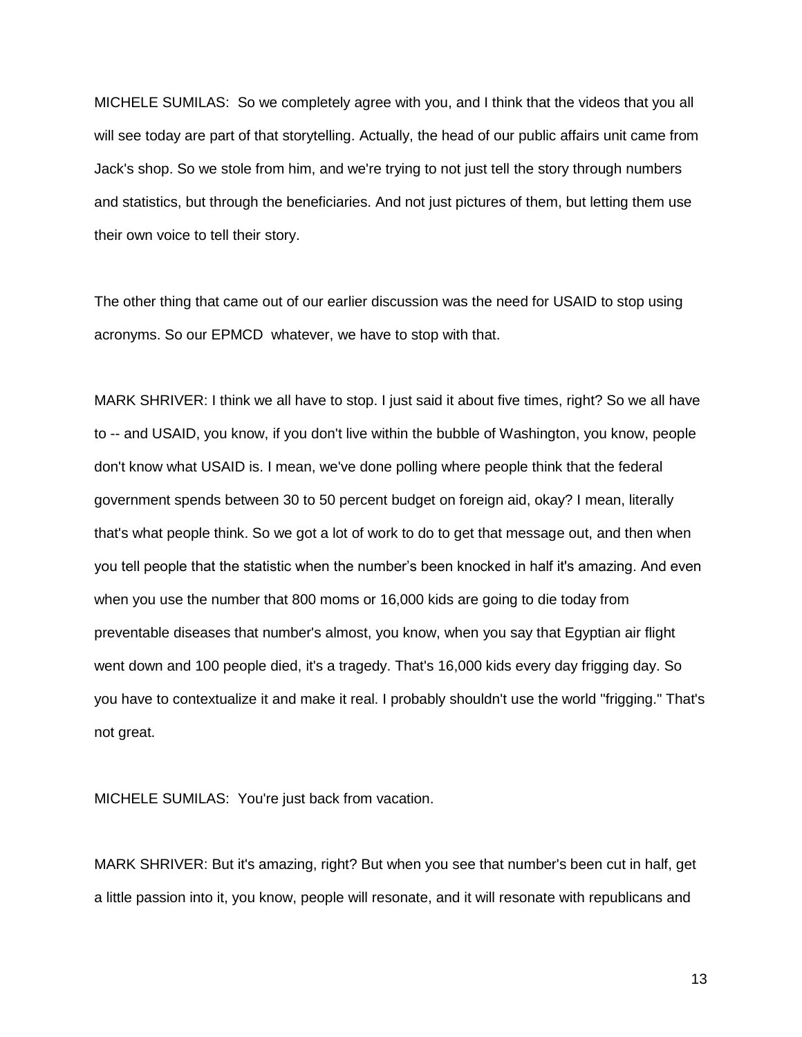MICHELE SUMILAS: So we completely agree with you, and I think that the videos that you all will see today are part of that storytelling. Actually, the head of our public affairs unit came from Jack's shop. So we stole from him, and we're trying to not just tell the story through numbers and statistics, but through the beneficiaries. And not just pictures of them, but letting them use their own voice to tell their story.

The other thing that came out of our earlier discussion was the need for USAID to stop using acronyms. So our EPMCD whatever, we have to stop with that.

MARK SHRIVER: I think we all have to stop. I just said it about five times, right? So we all have to -- and USAID, you know, if you don't live within the bubble of Washington, you know, people don't know what USAID is. I mean, we've done polling where people think that the federal government spends between 30 to 50 percent budget on foreign aid, okay? I mean, literally that's what people think. So we got a lot of work to do to get that message out, and then when you tell people that the statistic when the number's been knocked in half it's amazing. And even when you use the number that 800 moms or 16,000 kids are going to die today from preventable diseases that number's almost, you know, when you say that Egyptian air flight went down and 100 people died, it's a tragedy. That's 16,000 kids every day frigging day. So you have to contextualize it and make it real. I probably shouldn't use the world "frigging." That's not great.

MICHELE SUMILAS: You're just back from vacation.

MARK SHRIVER: But it's amazing, right? But when you see that number's been cut in half, get a little passion into it, you know, people will resonate, and it will resonate with republicans and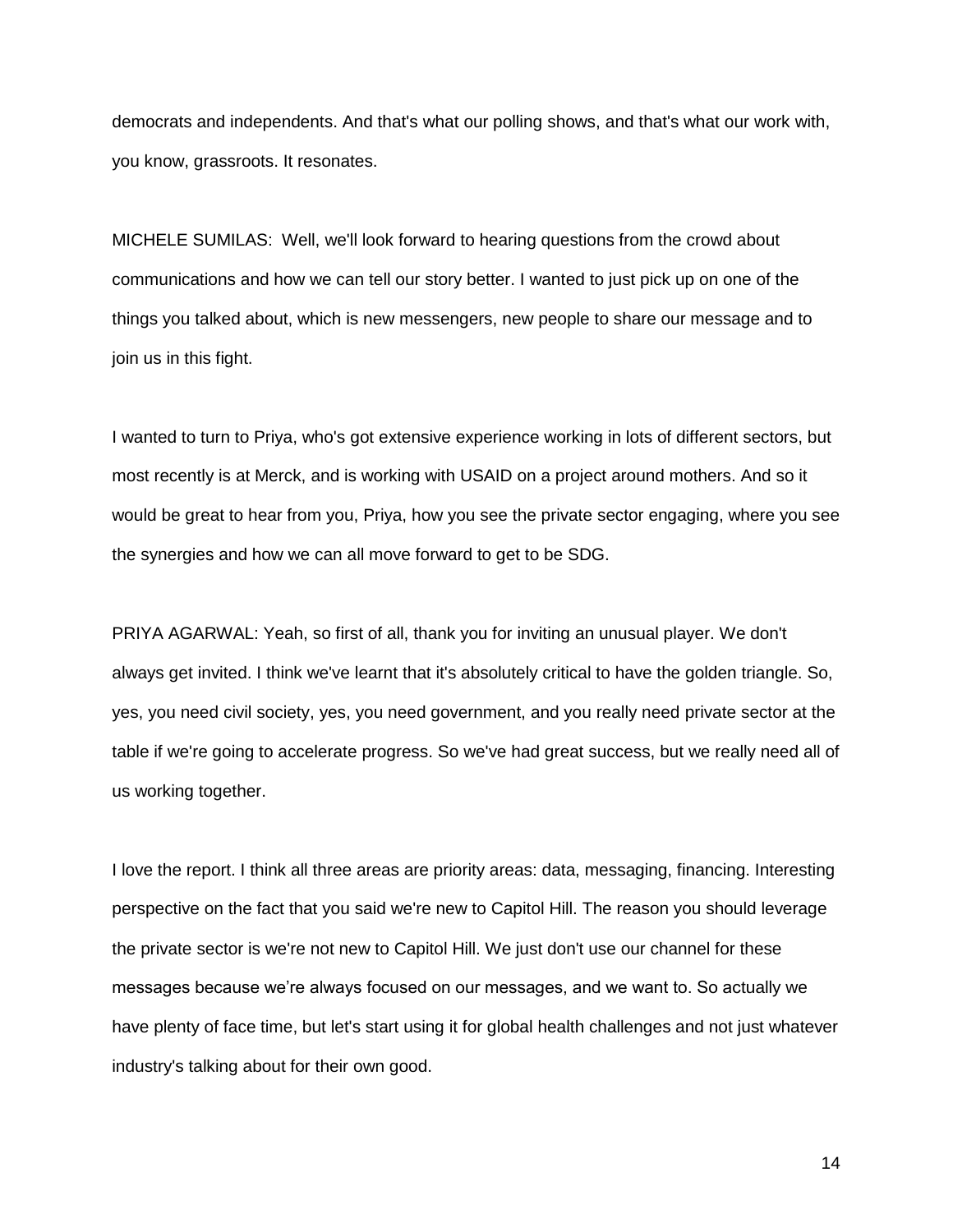democrats and independents. And that's what our polling shows, and that's what our work with, you know, grassroots. It resonates.

MICHELE SUMILAS: Well, we'll look forward to hearing questions from the crowd about communications and how we can tell our story better. I wanted to just pick up on one of the things you talked about, which is new messengers, new people to share our message and to join us in this fight.

I wanted to turn to Priya, who's got extensive experience working in lots of different sectors, but most recently is at Merck, and is working with USAID on a project around mothers. And so it would be great to hear from you, Priya, how you see the private sector engaging, where you see the synergies and how we can all move forward to get to be SDG.

PRIYA AGARWAL: Yeah, so first of all, thank you for inviting an unusual player. We don't always get invited. I think we've learnt that it's absolutely critical to have the golden triangle. So, yes, you need civil society, yes, you need government, and you really need private sector at the table if we're going to accelerate progress. So we've had great success, but we really need all of us working together.

I love the report. I think all three areas are priority areas: data, messaging, financing. Interesting perspective on the fact that you said we're new to Capitol Hill. The reason you should leverage the private sector is we're not new to Capitol Hill. We just don't use our channel for these messages because we're always focused on our messages, and we want to. So actually we have plenty of face time, but let's start using it for global health challenges and not just whatever industry's talking about for their own good.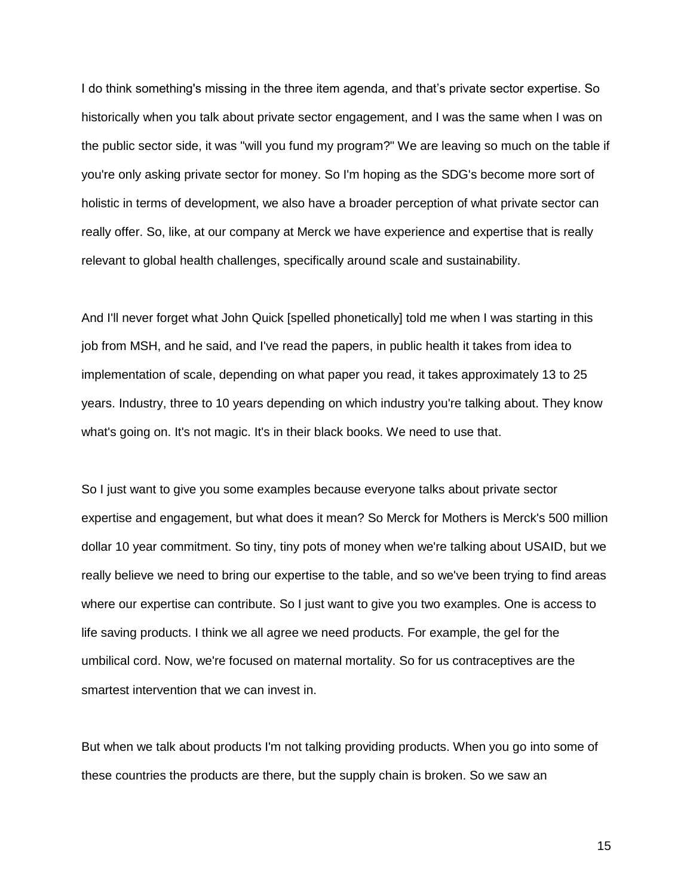I do think something's missing in the three item agenda, and that's private sector expertise. So historically when you talk about private sector engagement, and I was the same when I was on the public sector side, it was "will you fund my program?" We are leaving so much on the table if you're only asking private sector for money. So I'm hoping as the SDG's become more sort of holistic in terms of development, we also have a broader perception of what private sector can really offer. So, like, at our company at Merck we have experience and expertise that is really relevant to global health challenges, specifically around scale and sustainability.

And I'll never forget what John Quick [spelled phonetically] told me when I was starting in this job from MSH, and he said, and I've read the papers, in public health it takes from idea to implementation of scale, depending on what paper you read, it takes approximately 13 to 25 years. Industry, three to 10 years depending on which industry you're talking about. They know what's going on. It's not magic. It's in their black books. We need to use that.

So I just want to give you some examples because everyone talks about private sector expertise and engagement, but what does it mean? So Merck for Mothers is Merck's 500 million dollar 10 year commitment. So tiny, tiny pots of money when we're talking about USAID, but we really believe we need to bring our expertise to the table, and so we've been trying to find areas where our expertise can contribute. So I just want to give you two examples. One is access to life saving products. I think we all agree we need products. For example, the gel for the umbilical cord. Now, we're focused on maternal mortality. So for us contraceptives are the smartest intervention that we can invest in.

But when we talk about products I'm not talking providing products. When you go into some of these countries the products are there, but the supply chain is broken. So we saw an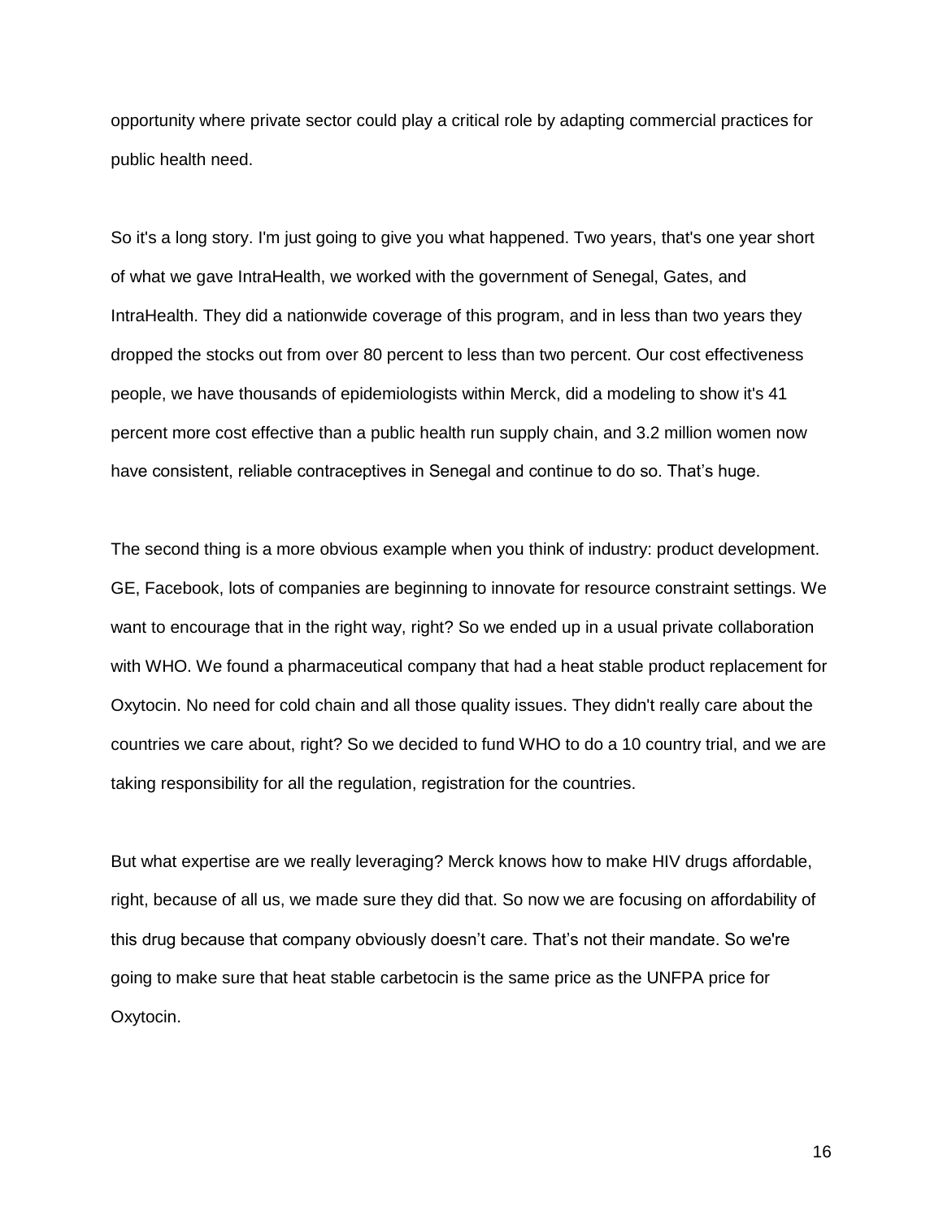opportunity where private sector could play a critical role by adapting commercial practices for public health need.

So it's a long story. I'm just going to give you what happened. Two years, that's one year short of what we gave IntraHealth, we worked with the government of Senegal, Gates, and IntraHealth. They did a nationwide coverage of this program, and in less than two years they dropped the stocks out from over 80 percent to less than two percent. Our cost effectiveness people, we have thousands of epidemiologists within Merck, did a modeling to show it's 41 percent more cost effective than a public health run supply chain, and 3.2 million women now have consistent, reliable contraceptives in Senegal and continue to do so. That's huge.

The second thing is a more obvious example when you think of industry: product development. GE, Facebook, lots of companies are beginning to innovate for resource constraint settings. We want to encourage that in the right way, right? So we ended up in a usual private collaboration with WHO. We found a pharmaceutical company that had a heat stable product replacement for Oxytocin. No need for cold chain and all those quality issues. They didn't really care about the countries we care about, right? So we decided to fund WHO to do a 10 country trial, and we are taking responsibility for all the regulation, registration for the countries.

But what expertise are we really leveraging? Merck knows how to make HIV drugs affordable, right, because of all us, we made sure they did that. So now we are focusing on affordability of this drug because that company obviously doesn't care. That's not their mandate. So we're going to make sure that heat stable carbetocin is the same price as the UNFPA price for Oxytocin.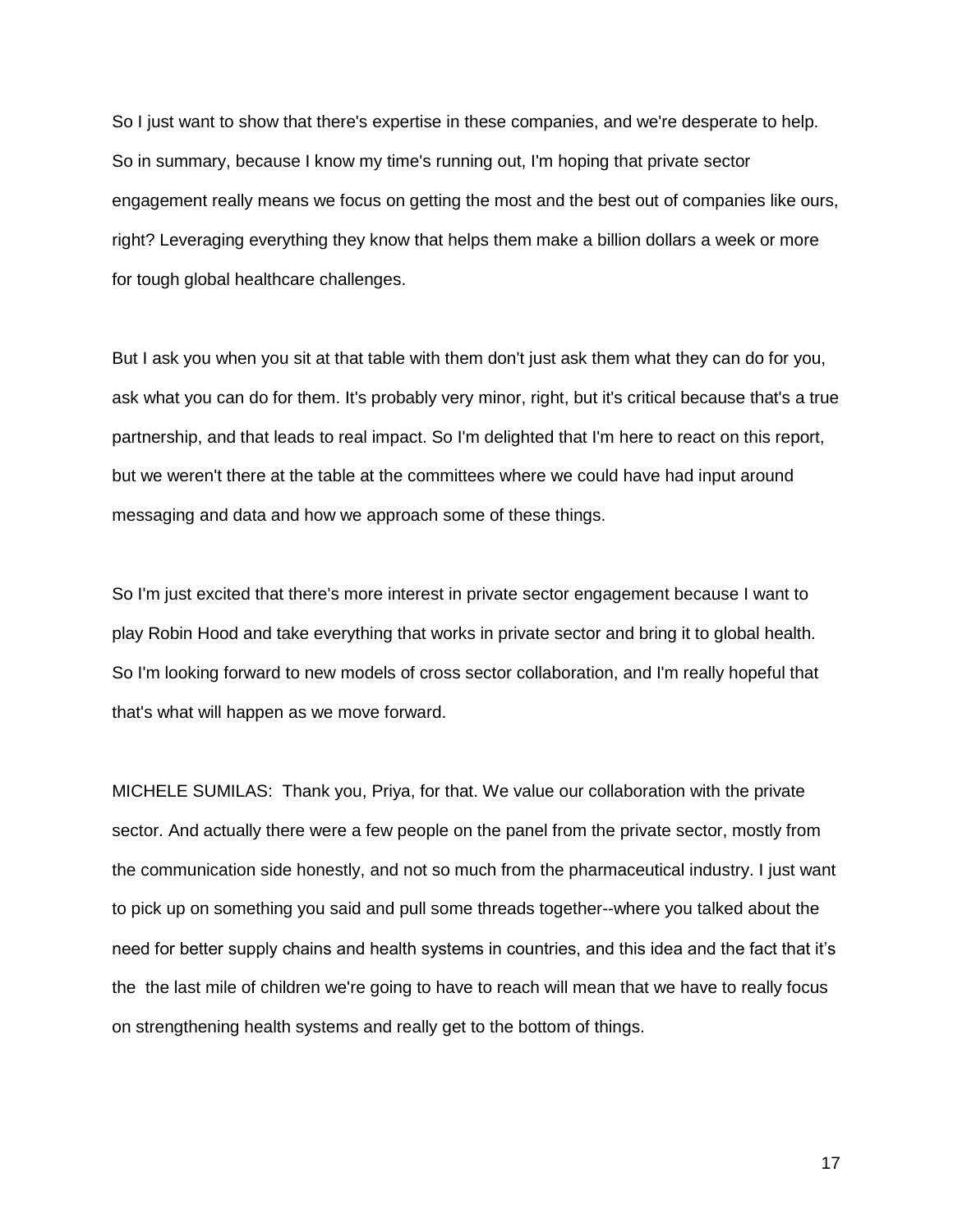So I just want to show that there's expertise in these companies, and we're desperate to help. So in summary, because I know my time's running out, I'm hoping that private sector engagement really means we focus on getting the most and the best out of companies like ours, right? Leveraging everything they know that helps them make a billion dollars a week or more for tough global healthcare challenges.

But I ask you when you sit at that table with them don't just ask them what they can do for you, ask what you can do for them. It's probably very minor, right, but it's critical because that's a true partnership, and that leads to real impact. So I'm delighted that I'm here to react on this report, but we weren't there at the table at the committees where we could have had input around messaging and data and how we approach some of these things.

So I'm just excited that there's more interest in private sector engagement because I want to play Robin Hood and take everything that works in private sector and bring it to global health. So I'm looking forward to new models of cross sector collaboration, and I'm really hopeful that that's what will happen as we move forward.

MICHELE SUMILAS: Thank you, Priya, for that. We value our collaboration with the private sector. And actually there were a few people on the panel from the private sector, mostly from the communication side honestly, and not so much from the pharmaceutical industry. I just want to pick up on something you said and pull some threads together--where you talked about the need for better supply chains and health systems in countries, and this idea and the fact that it's the the last mile of children we're going to have to reach will mean that we have to really focus on strengthening health systems and really get to the bottom of things.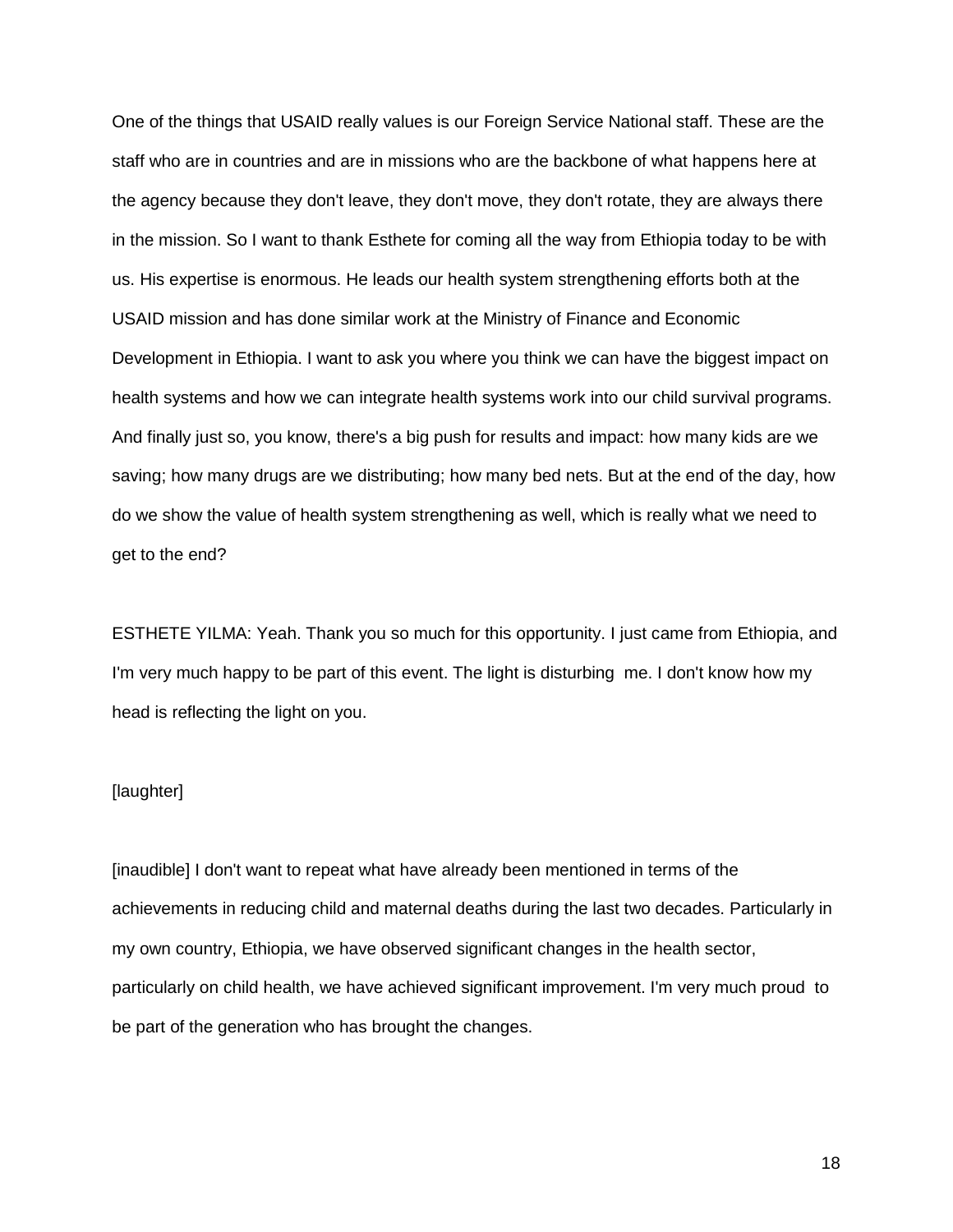One of the things that USAID really values is our Foreign Service National staff. These are the staff who are in countries and are in missions who are the backbone of what happens here at the agency because they don't leave, they don't move, they don't rotate, they are always there in the mission. So I want to thank Esthete for coming all the way from Ethiopia today to be with us. His expertise is enormous. He leads our health system strengthening efforts both at the USAID mission and has done similar work at the Ministry of Finance and Economic Development in Ethiopia. I want to ask you where you think we can have the biggest impact on health systems and how we can integrate health systems work into our child survival programs. And finally just so, you know, there's a big push for results and impact: how many kids are we saving; how many drugs are we distributing; how many bed nets. But at the end of the day, how do we show the value of health system strengthening as well, which is really what we need to get to the end?

ESTHETE YILMA: Yeah. Thank you so much for this opportunity. I just came from Ethiopia, and I'm very much happy to be part of this event. The light is disturbing me. I don't know how my head is reflecting the light on you.

[laughter]

[inaudible] I don't want to repeat what have already been mentioned in terms of the achievements in reducing child and maternal deaths during the last two decades. Particularly in my own country, Ethiopia, we have observed significant changes in the health sector, particularly on child health, we have achieved significant improvement. I'm very much proud to be part of the generation who has brought the changes.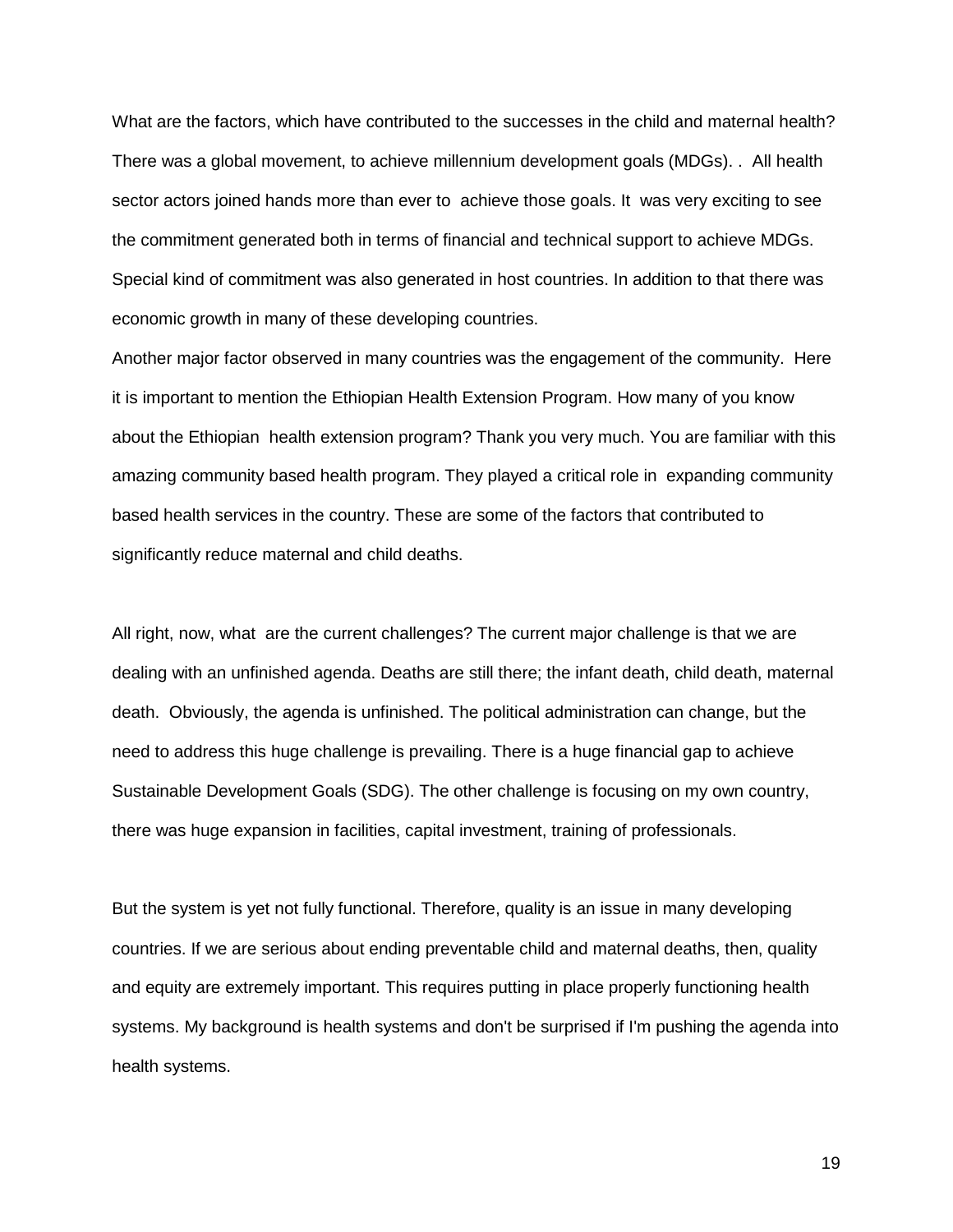What are the factors, which have contributed to the successes in the child and maternal health? There was a global movement, to achieve millennium development goals (MDGs). . All health sector actors joined hands more than ever to achieve those goals. It was very exciting to see the commitment generated both in terms of financial and technical support to achieve MDGs. Special kind of commitment was also generated in host countries. In addition to that there was economic growth in many of these developing countries.

Another major factor observed in many countries was the engagement of the community. Here it is important to mention the Ethiopian Health Extension Program. How many of you know about the Ethiopian health extension program? Thank you very much. You are familiar with this amazing community based health program. They played a critical role in expanding community based health services in the country. These are some of the factors that contributed to significantly reduce maternal and child deaths.

All right, now, what are the current challenges? The current major challenge is that we are dealing with an unfinished agenda. Deaths are still there; the infant death, child death, maternal death. Obviously, the agenda is unfinished. The political administration can change, but the need to address this huge challenge is prevailing. There is a huge financial gap to achieve Sustainable Development Goals (SDG). The other challenge is focusing on my own country, there was huge expansion in facilities, capital investment, training of professionals.

But the system is yet not fully functional. Therefore, quality is an issue in many developing countries. If we are serious about ending preventable child and maternal deaths, then, quality and equity are extremely important. This requires putting in place properly functioning health systems. My background is health systems and don't be surprised if I'm pushing the agenda into health systems.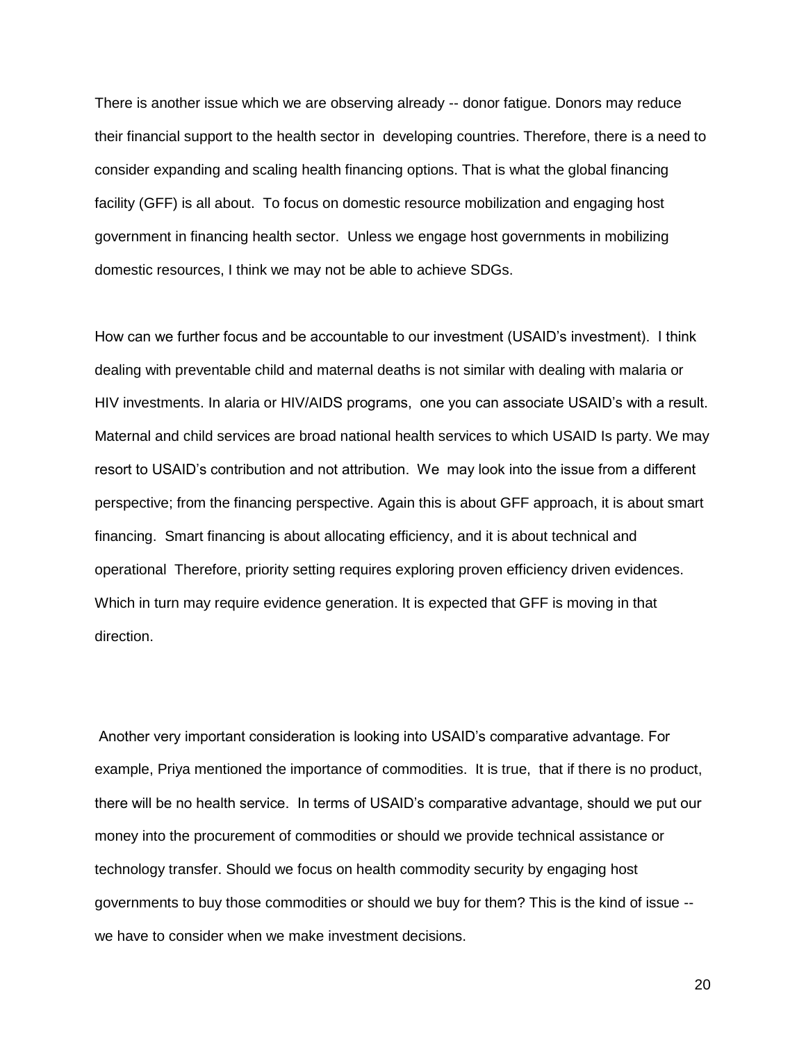There is another issue which we are observing already -- donor fatigue. Donors may reduce their financial support to the health sector in developing countries. Therefore, there is a need to consider expanding and scaling health financing options. That is what the global financing facility (GFF) is all about. To focus on domestic resource mobilization and engaging host government in financing health sector. Unless we engage host governments in mobilizing domestic resources, I think we may not be able to achieve SDGs.

How can we further focus and be accountable to our investment (USAID's investment). I think dealing with preventable child and maternal deaths is not similar with dealing with malaria or HIV investments. In alaria or HIV/AIDS programs, one you can associate USAID's with a result. Maternal and child services are broad national health services to which USAID Is party. We may resort to USAID's contribution and not attribution. We may look into the issue from a different perspective; from the financing perspective. Again this is about GFF approach, it is about smart financing. Smart financing is about allocating efficiency, and it is about technical and operational Therefore, priority setting requires exploring proven efficiency driven evidences. Which in turn may require evidence generation. It is expected that GFF is moving in that direction.

Another very important consideration is looking into USAID's comparative advantage. For example, Priya mentioned the importance of commodities. It is true, that if there is no product, there will be no health service. In terms of USAID's comparative advantage, should we put our money into the procurement of commodities or should we provide technical assistance or technology transfer. Should we focus on health commodity security by engaging host governments to buy those commodities or should we buy for them? This is the kind of issue -- we have to consider when we make investment decisions.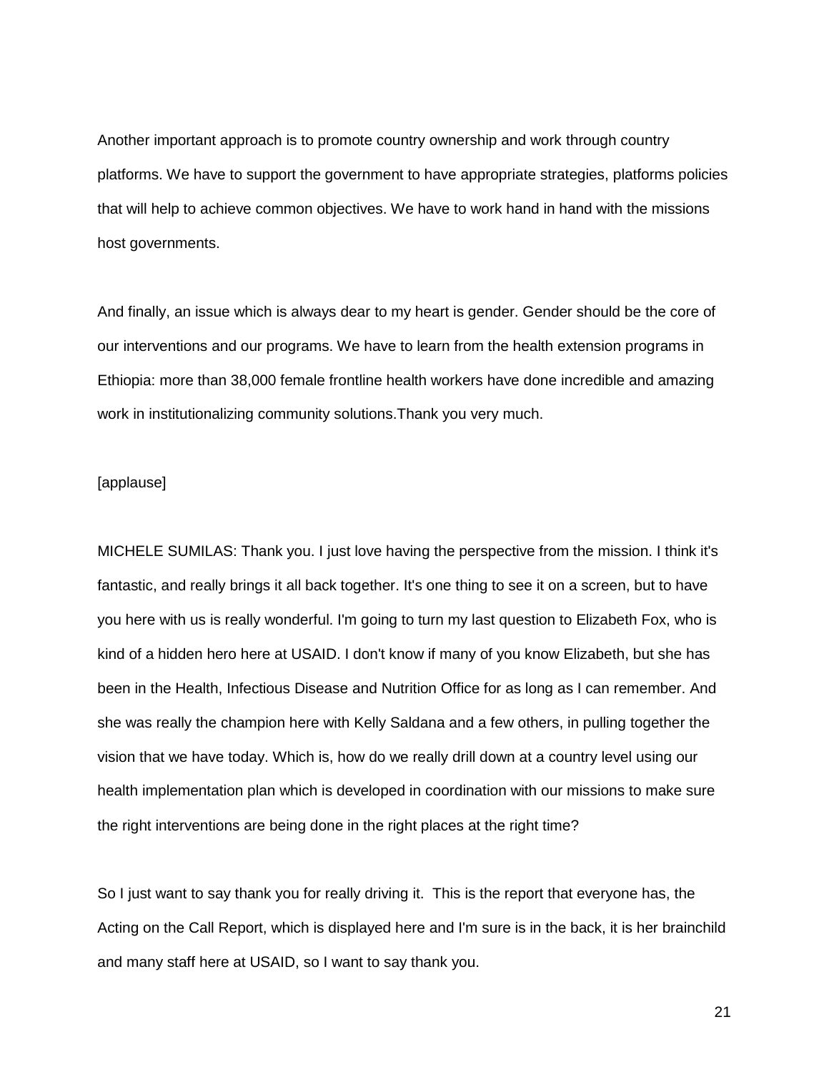Another important approach is to promote country ownership and work through country platforms. We have to support the government to have appropriate strategies, platforms policies that will help to achieve common objectives. We have to work hand in hand with the missions host governments.

And finally, an issue which is always dear to my heart is gender. Gender should be the core of our interventions and our programs. We have to learn from the health extension programs in Ethiopia: more than 38,000 female frontline health workers have done incredible and amazing work in institutionalizing community solutions.Thank you very much.

[applause]

MICHELE SUMILAS: Thank you. I just love having the perspective from the mission. I think it's fantastic, and really brings it all back together. It's one thing to see it on a screen, but to have you here with us is really wonderful. I'm going to turn my last question to Elizabeth Fox, who is kind of a hidden hero here at USAID. I don't know if many of you know Elizabeth, but she has been in the Health, Infectious Disease and Nutrition Office for as long as I can remember. And she was really the champion here with Kelly Saldana and a few others, in pulling together the vision that we have today. Which is, how do we really drill down at a country level using our health implementation plan which is developed in coordination with our missions to make sure the right interventions are being done in the right places at the right time?

So I just want to say thank you for really driving it. This is the report that everyone has, the Acting on the Call Report, which is displayed here and I'm sure is in the back, it is her brainchild and many staff here at USAID, so I want to say thank you.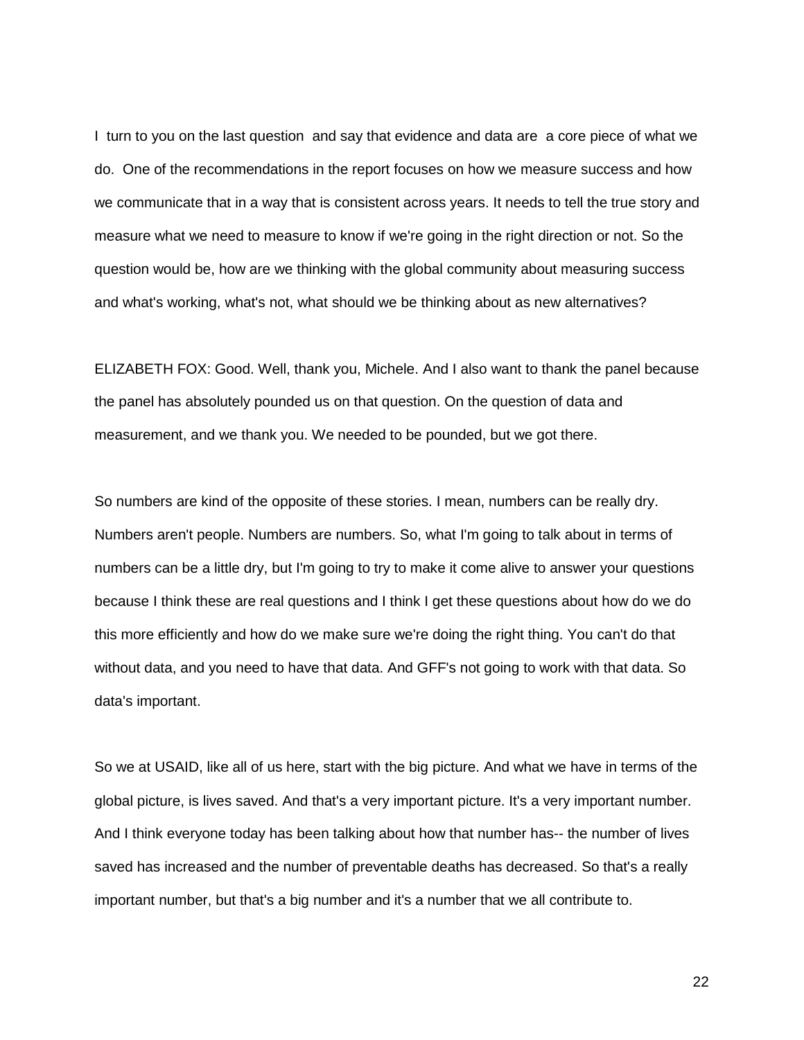I turn to you on the last question and say that evidence and data are a core piece of what we do. One of the recommendations in the report focuses on how we measure success and how we communicate that in a way that is consistent across years. It needs to tell the true story and measure what we need to measure to know if we're going in the right direction or not. So the question would be, how are we thinking with the global community about measuring success and what's working, what's not, what should we be thinking about as new alternatives?

ELIZABETH FOX: Good. Well, thank you, Michele. And I also want to thank the panel because the panel has absolutely pounded us on that question. On the question of data and measurement, and we thank you. We needed to be pounded, but we got there.

So numbers are kind of the opposite of these stories. I mean, numbers can be really dry. Numbers aren't people. Numbers are numbers. So, what I'm going to talk about in terms of numbers can be a little dry, but I'm going to try to make it come alive to answer your questions because I think these are real questions and I think I get these questions about how do we do this more efficiently and how do we make sure we're doing the right thing. You can't do that without data, and you need to have that data. And GFF's not going to work with that data. So data's important.

So we at USAID, like all of us here, start with the big picture. And what we have in terms of the global picture, is lives saved. And that's a very important picture. It's a very important number. And I think everyone today has been talking about how that number has-- the number of lives saved has increased and the number of preventable deaths has decreased. So that's a really important number, but that's a big number and it's a number that we all contribute to.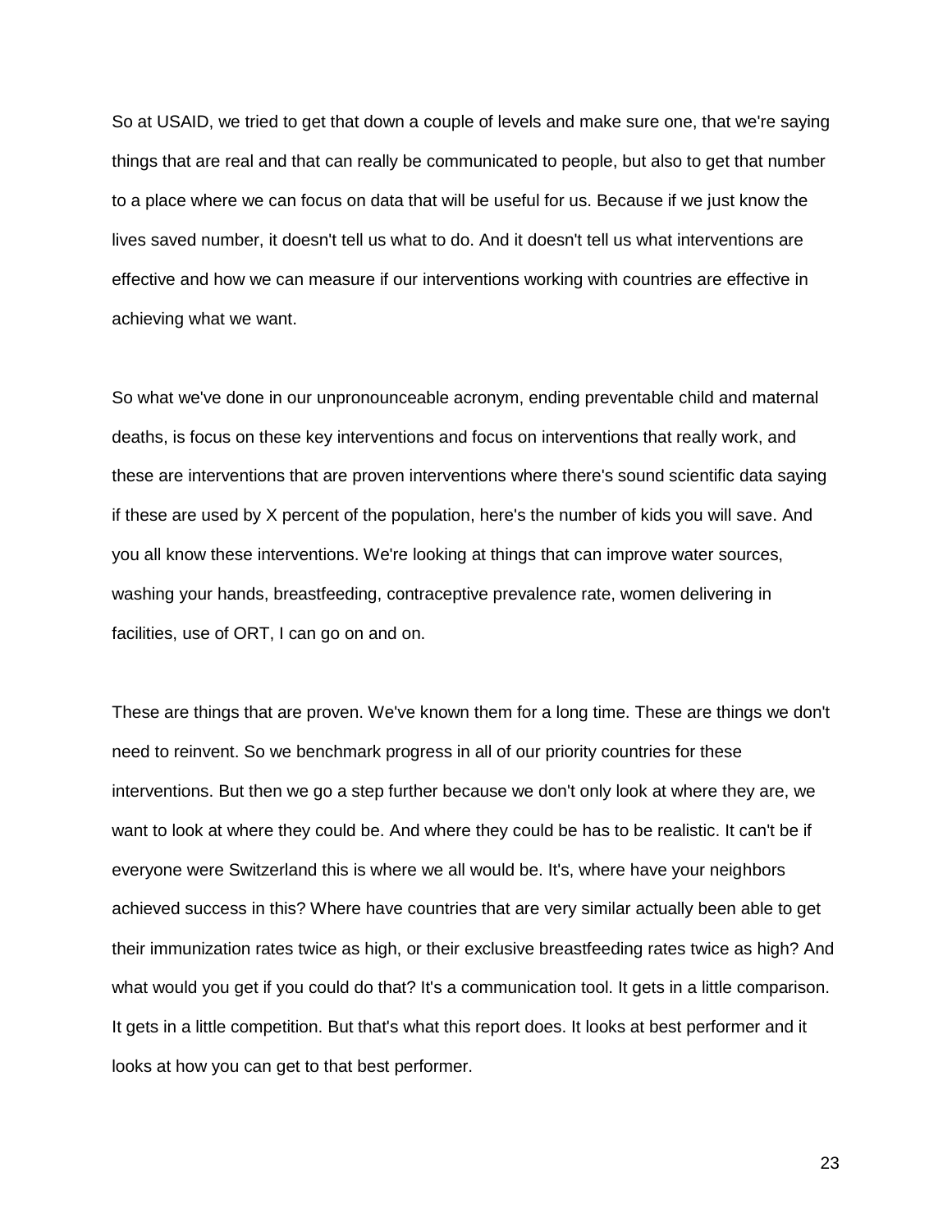So at USAID, we tried to get that down a couple of levels and make sure one, that we're saying things that are real and that can really be communicated to people, but also to get that number to a place where we can focus on data that will be useful for us. Because if we just know the lives saved number, it doesn't tell us what to do. And it doesn't tell us what interventions are effective and how we can measure if our interventions working with countries are effective in achieving what we want.

So what we've done in our unpronounceable acronym, ending preventable child and maternal deaths, is focus on these key interventions and focus on interventions that really work, and these are interventions that are proven interventions where there's sound scientific data saying if these are used by X percent of the population, here's the number of kids you will save. And you all know these interventions. We're looking at things that can improve water sources, washing your hands, breastfeeding, contraceptive prevalence rate, women delivering in facilities, use of ORT, I can go on and on.

These are things that are proven. We've known them for a long time. These are things we don't need to reinvent. So we benchmark progress in all of our priority countries for these interventions. But then we go a step further because we don't only look at where they are, we want to look at where they could be. And where they could be has to be realistic. It can't be if everyone were Switzerland this is where we all would be. It's, where have your neighbors achieved success in this? Where have countries that are very similar actually been able to get their immunization rates twice as high, or their exclusive breastfeeding rates twice as high? And what would you get if you could do that? It's a communication tool. It gets in a little comparison. It gets in a little competition. But that's what this report does. It looks at best performer and it looks at how you can get to that best performer.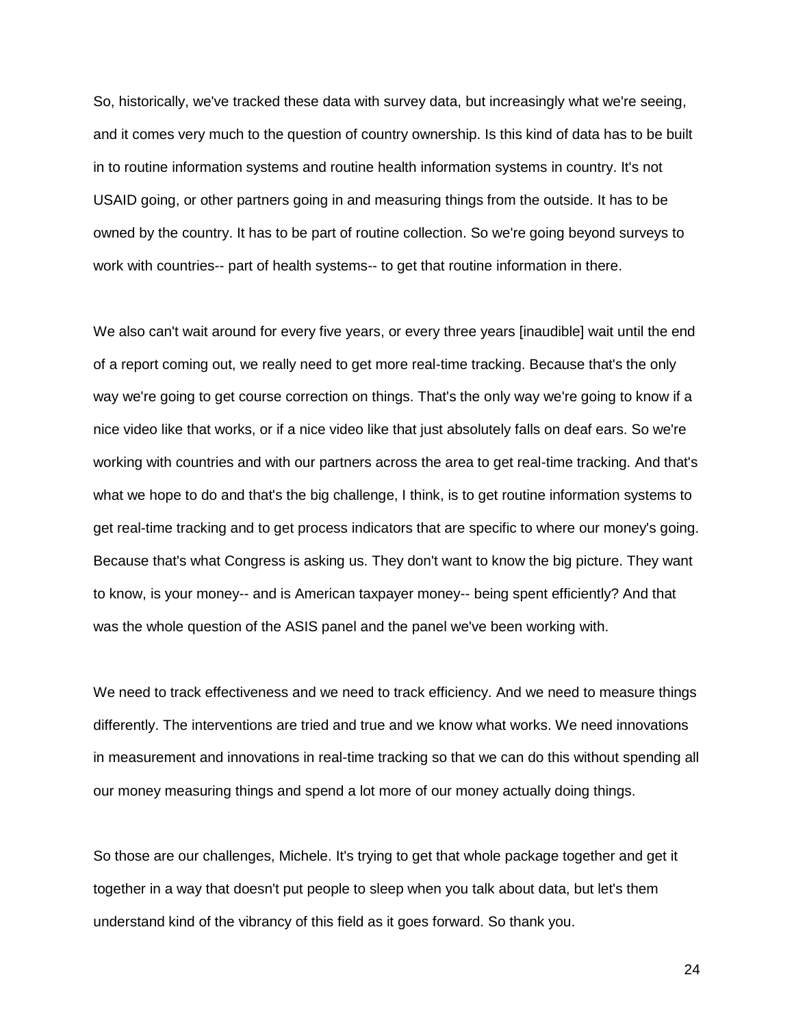So, historically, we've tracked these data with survey data, but increasingly what we're seeing, and it comes very much to the question of country ownership. Is this kind of data has to be built in to routine information systems and routine health information systems in country. It's not USAID going, or other partners going in and measuring things from the outside. It has to be owned by the country. It has to be part of routine collection. So we're going beyond surveys to work with countries-- part of health systems-- to get that routine information in there.

We also can't wait around for every five years, or every three years [inaudible] wait until the end of a report coming out, we really need to get more real-time tracking. Because that's the only way we're going to get course correction on things. That's the only way we're going to know if a nice video like that works, or if a nice video like that just absolutely falls on deaf ears. So we're working with countries and with our partners across the area to get real-time tracking. And that's what we hope to do and that's the big challenge, I think, is to get routine information systems to get real-time tracking and to get process indicators that are specific to where our money's going. Because that's what Congress is asking us. They don't want to know the big picture. They want to know, is your money-- and is American taxpayer money-- being spent efficiently? And that was the whole question of the ASIS panel and the panel we've been working with.

We need to track effectiveness and we need to track efficiency. And we need to measure things differently. The interventions are tried and true and we know what works. We need innovations in measurement and innovations in real-time tracking so that we can do this without spending all our money measuring things and spend a lot more of our money actually doing things.

So those are our challenges, Michele. It's trying to get that whole package together and get it together in a way that doesn't put people to sleep when you talk about data, but let's them understand kind of the vibrancy of this field as it goes forward. So thank you.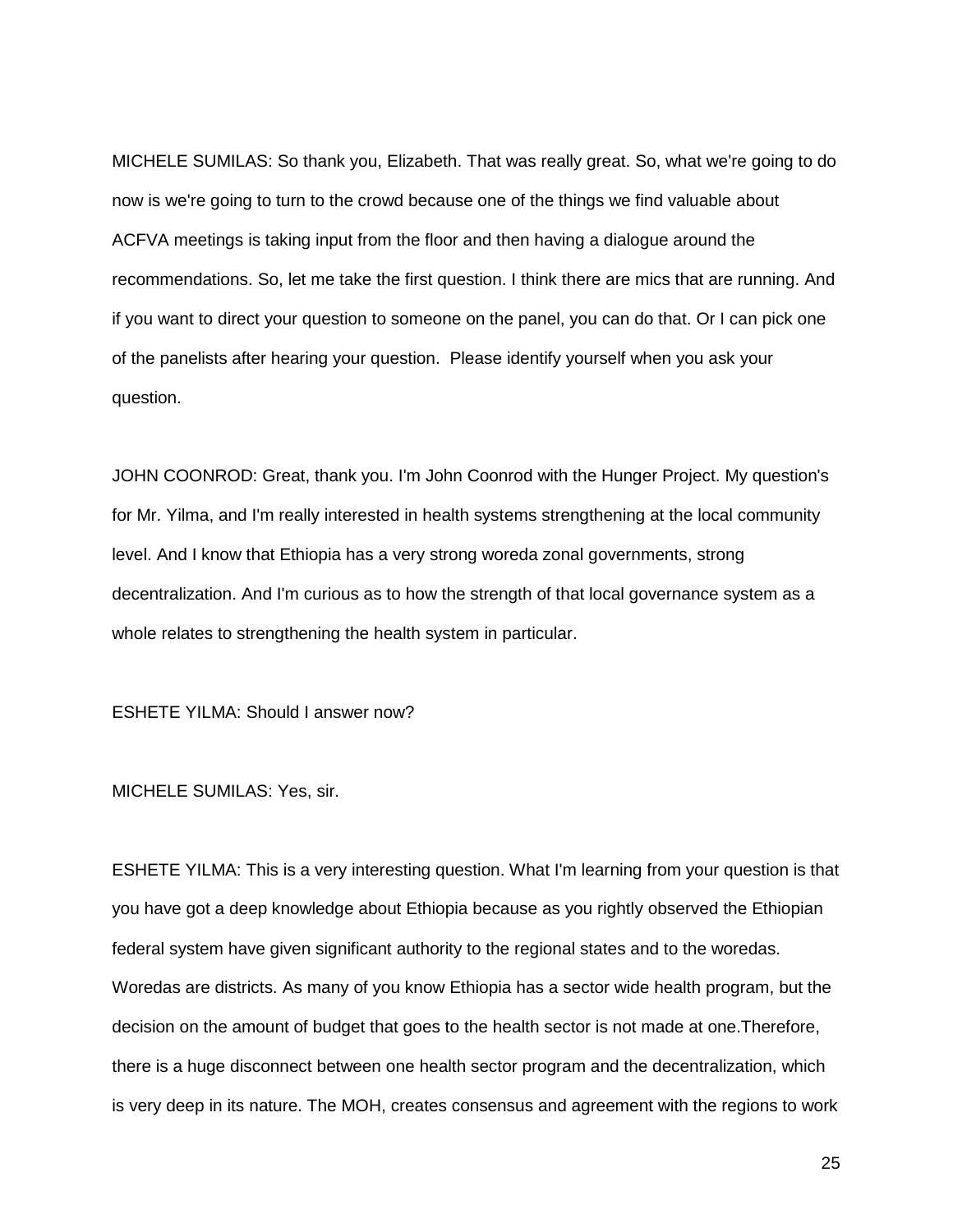MICHELE SUMILAS: So thank you, Elizabeth. That was really great. So, what we're going to do now is we're going to turn to the crowd because one of the things we find valuable about ACFVA meetings is taking input from the floor and then having a dialogue around the recommendations. So, let me take the first question. I think there are mics that are running. And if you want to direct your question to someone on the panel, you can do that. Or I can pick one of the panelists after hearing your question.  Please identify yourself when you ask your question.

JOHN COONROD: Great, thank you. I'm John Coonrod with the Hunger Project. My question's for Mr. Yilma, and I'm really interested in health systems strengthening at the local community level. And I know that Ethiopia has a very strong woreda zonal governments, strong decentralization. And I'm curious as to how the strength of that local governance system as a whole relates to strengthening the health system in particular.

ESHETE YILMA: Should I answer now?

MICHELE SUMILAS: Yes, sir.

ESHETE YILMA: This is a very interesting question. What I'm learning from your question is that you have got a deep knowledge about Ethiopia because as you rightly observed the Ethiopian federal system have given significant authority to the regional states and to the woredas. Woredas are districts. As many of you know Ethiopia has a sector wide health program, but the decision on the amount of budget that goes to the health sector is not made at one.Therefore, there is a huge disconnect between one health sector program and the decentralization, which is very deep in its nature. The MOH, creates consensus and agreement with the regions to work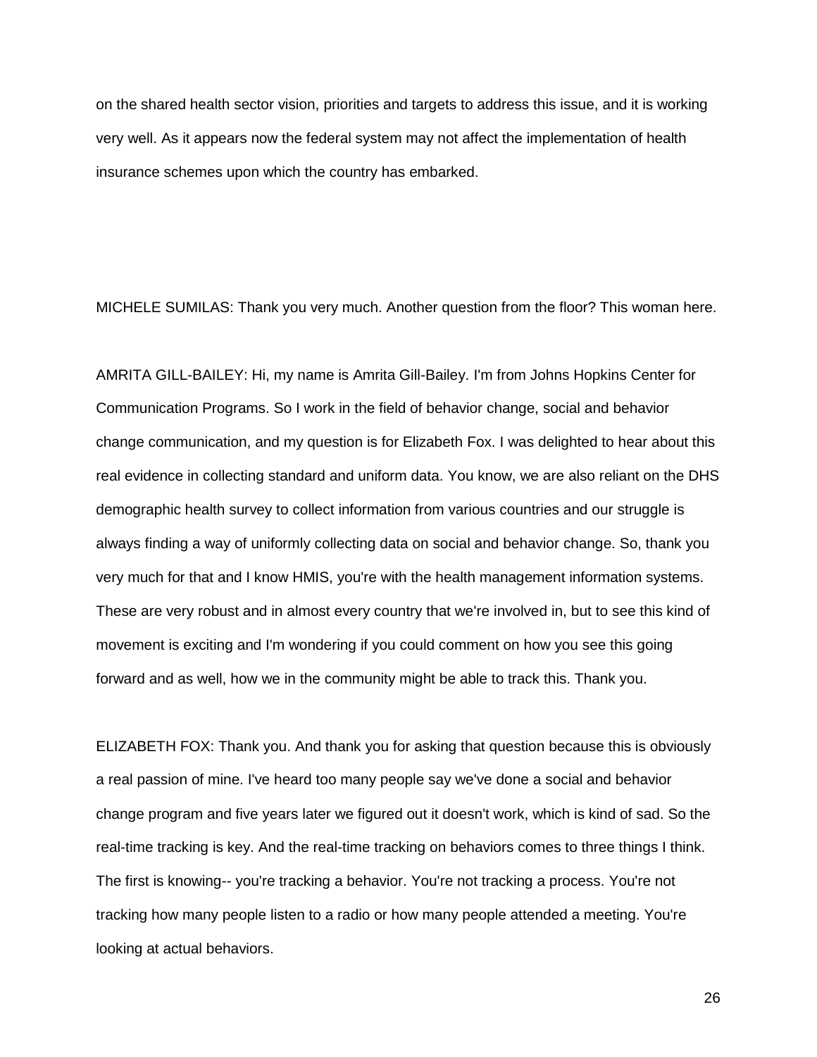on the shared health sector vision, priorities and targets to address this issue, and it is working very well. As it appears now the federal system may not affect the implementation of health insurance schemes upon which the country has embarked.

MICHELE SUMILAS: Thank you very much. Another question from the floor? This woman here.

AMRITA GILL-BAILEY: Hi, my name is Amrita Gill-Bailey. I'm from Johns Hopkins Center for Communication Programs. So I work in the field of behavior change, social and behavior change communication, and my question is for Elizabeth Fox. I was delighted to hear about this real evidence in collecting standard and uniform data. You know, we are also reliant on the DHS demographic health survey to collect information from various countries and our struggle is always finding a way of uniformly collecting data on social and behavior change. So, thank you very much for that and I know HMIS, you're with the health management information systems. These are very robust and in almost every country that we're involved in, but to see this kind of movement is exciting and I'm wondering if you could comment on how you see this going forward and as well, how we in the community might be able to track this. Thank you.

ELIZABETH FOX: Thank you. And thank you for asking that question because this is obviously a real passion of mine. I've heard too many people say we've done a social and behavior change program and five years later we figured out it doesn't work, which is kind of sad. So the real-time tracking is key. And the real-time tracking on behaviors comes to three things I think. The first is knowing-- you're tracking a behavior. You're not tracking a process. You're not tracking how many people listen to a radio or how many people attended a meeting. You're looking at actual behaviors.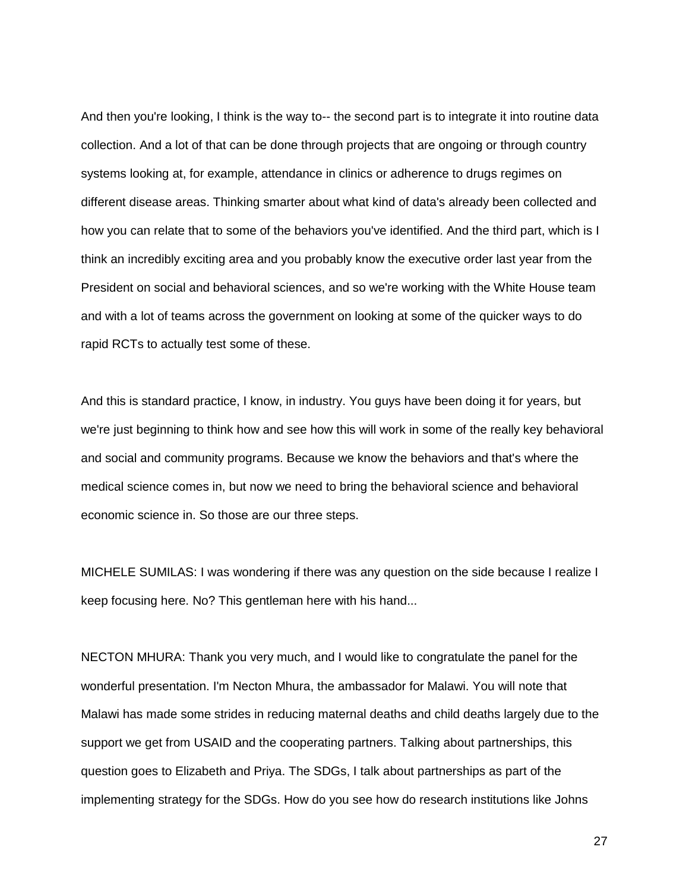And then you're looking, I think is the way to-- the second part is to integrate it into routine data collection. And a lot of that can be done through projects that are ongoing or through country systems looking at, for example, attendance in clinics or adherence to drugs regimes on different disease areas. Thinking smarter about what kind of data's already been collected and how you can relate that to some of the behaviors you've identified. And the third part, which is I think an incredibly exciting area and you probably know the executive order last year from the President on social and behavioral sciences, and so we're working with the White House team and with a lot of teams across the government on looking at some of the quicker ways to do rapid RCTs to actually test some of these.

And this is standard practice, I know, in industry. You guys have been doing it for years, but we're just beginning to think how and see how this will work in some of the really key behavioral and social and community programs. Because we know the behaviors and that's where the medical science comes in, but now we need to bring the behavioral science and behavioral economic science in. So those are our three steps.

MICHELE SUMILAS: I was wondering if there was any question on the side because I realize I keep focusing here. No? This gentleman here with his hand...

NECTON MHURA: Thank you very much, and I would like to congratulate the panel for the wonderful presentation. I'm Necton Mhura, the ambassador for Malawi. You will note that Malawi has made some strides in reducing maternal deaths and child deaths largely due to the support we get from USAID and the cooperating partners. Talking about partnerships, this question goes to Elizabeth and Priya. The SDGs, I talk about partnerships as part of the implementing strategy for the SDGs. How do you see how do research institutions like Johns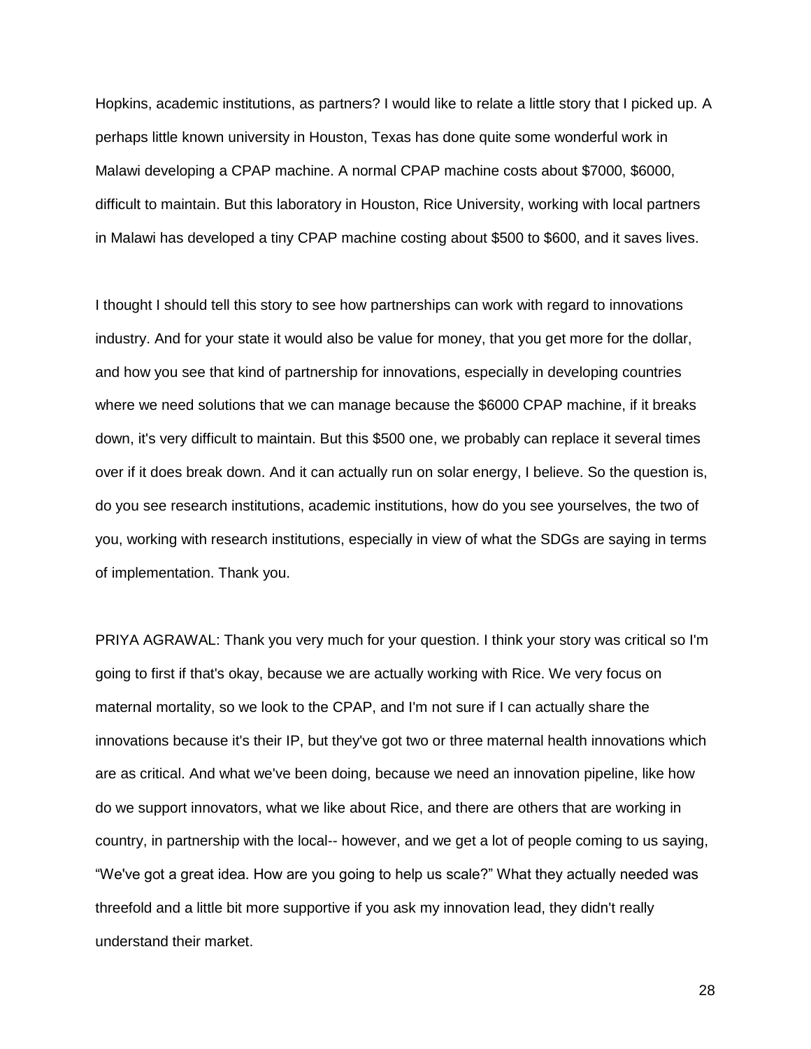Hopkins, academic institutions, as partners? I would like to relate a little story that I picked up. A perhaps little known university in Houston, Texas has done quite some wonderful work in Malawi developing a CPAP machine. A normal CPAP machine costs about $7000, $6000, difficult to maintain. But this laboratory in Houston, Rice University, working with local partners in Malawi has developed a tiny CPAP machine costing about $500 to $600, and it saves lives.

I thought I should tell this story to see how partnerships can work with regard to innovations industry. And for your state it would also be value for money, that you get more for the dollar, and how you see that kind of partnership for innovations, especially in developing countries where we need solutions that we can manage because the $6000 CPAP machine, if it breaks down, it's very difficult to maintain. But this $500 one, we probably can replace it several times over if it does break down. And it can actually run on solar energy, I believe. So the question is, do you see research institutions, academic institutions, how do you see yourselves, the two of you, working with research institutions, especially in view of what the SDGs are saying in terms of implementation. Thank you.

PRIYA AGRAWAL: Thank you very much for your question. I think your story was critical so I'm going to first if that's okay, because we are actually working with Rice. We very focus on maternal mortality, so we look to the CPAP, and I'm not sure if I can actually share the innovations because it's their IP, but they've got two or three maternal health innovations which are as critical. And what we've been doing, because we need an innovation pipeline, like how do we support innovators, what we like about Rice, and there are others that are working in country, in partnership with the local-- however, and we get a lot of people coming to us saying, "We've got a great idea. How are you going to help us scale?" What they actually needed was threefold and a little bit more supportive if you ask my innovation lead, they didn't really understand their market.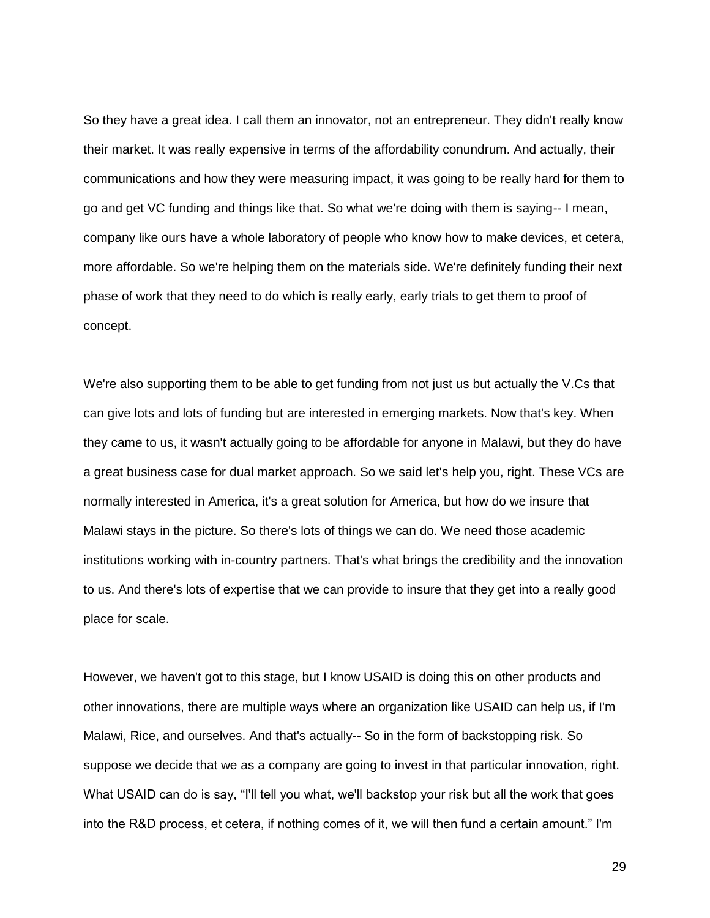So they have a great idea. I call them an innovator, not an entrepreneur. They didn't really know their market. It was really expensive in terms of the affordability conundrum. And actually, their communications and how they were measuring impact, it was going to be really hard for them to go and get VC funding and things like that. So what we're doing with them is saying-- I mean, company like ours have a whole laboratory of people who know how to make devices, et cetera, more affordable. So we're helping them on the materials side. We're definitely funding their next phase of work that they need to do which is really early, early trials to get them to proof of concept.

We're also supporting them to be able to get funding from not just us but actually the V.Cs that can give lots and lots of funding but are interested in emerging markets. Now that's key. When they came to us, it wasn't actually going to be affordable for anyone in Malawi, but they do have a great business case for dual market approach. So we said let's help you, right. These VCs are normally interested in America, it's a great solution for America, but how do we insure that Malawi stays in the picture. So there's lots of things we can do. We need those academic institutions working with in-country partners. That's what brings the credibility and the innovation to us. And there's lots of expertise that we can provide to insure that they get into a really good place for scale.

However, we haven't got to this stage, but I know USAID is doing this on other products and other innovations, there are multiple ways where an organization like USAID can help us, if I'm Malawi, Rice, and ourselves. And that's actually-- So in the form of backstopping risk. So suppose we decide that we as a company are going to invest in that particular innovation, right. What USAID can do is say, "I'll tell you what, we'll backstop your risk but all the work that goes into the R&D process, et cetera, if nothing comes of it, we will then fund a certain amount." I'm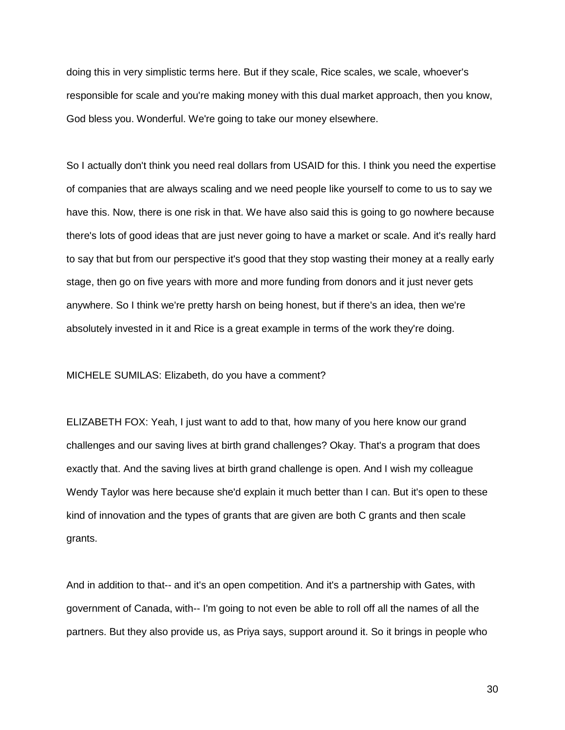doing this in very simplistic terms here. But if they scale, Rice scales, we scale, whoever's responsible for scale and you're making money with this dual market approach, then you know, God bless you. Wonderful. We're going to take our money elsewhere.

So I actually don't think you need real dollars from USAID for this. I think you need the expertise of companies that are always scaling and we need people like yourself to come to us to say we have this. Now, there is one risk in that. We have also said this is going to go nowhere because there's lots of good ideas that are just never going to have a market or scale. And it's really hard to say that but from our perspective it's good that they stop wasting their money at a really early stage, then go on five years with more and more funding from donors and it just never gets anywhere. So I think we're pretty harsh on being honest, but if there's an idea, then we're absolutely invested in it and Rice is a great example in terms of the work they're doing.

MICHELE SUMILAS: Elizabeth, do you have a comment?

ELIZABETH FOX: Yeah, I just want to add to that, how many of you here know our grand challenges and our saving lives at birth grand challenges? Okay. That's a program that does exactly that. And the saving lives at birth grand challenge is open. And I wish my colleague Wendy Taylor was here because she'd explain it much better than I can. But it's open to these kind of innovation and the types of grants that are given are both C grants and then scale grants.

And in addition to that-- and it's an open competition. And it's a partnership with Gates, with government of Canada, with-- I'm going to not even be able to roll off all the names of all the partners. But they also provide us, as Priya says, support around it. So it brings in people who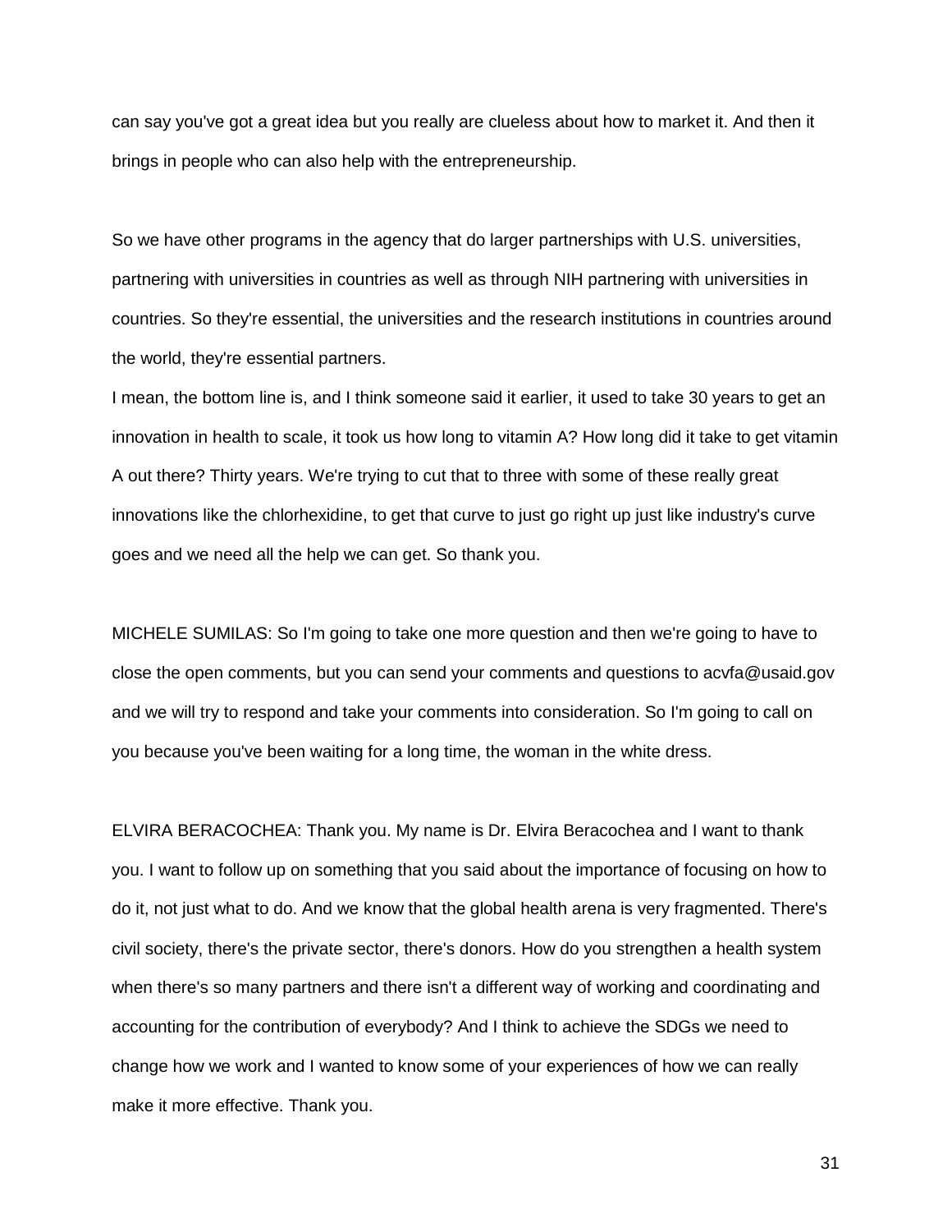can say you've got a great idea but you really are clueless about how to market it. And then it brings in people who can also help with the entrepreneurship.

So we have other programs in the agency that do larger partnerships with U.S. universities, partnering with universities in countries as well as through NIH partnering with universities in countries. So they're essential, the universities and the research institutions in countries around the world, they're essential partners.

I mean, the bottom line is, and I think someone said it earlier, it used to take 30 years to get an innovation in health to scale, it took us how long to vitamin A? How long did it take to get vitamin A out there? Thirty years. We're trying to cut that to three with some of these really great innovations like the chlorhexidine, to get that curve to just go right up just like industry's curve goes and we need all the help we can get. So thank you.

MICHELE SUMILAS: So I'm going to take one more question and then we're going to have to close the open comments, but you can send your comments and questions to acvfa@usaid.gov and we will try to respond and take your comments into consideration. So I'm going to call on you because you've been waiting for a long time, the woman in the white dress.

ELVIRA BERACOCHEA: Thank you. My name is Dr. Elvira Beracochea and I want to thank you. I want to follow up on something that you said about the importance of focusing on how to do it, not just what to do. And we know that the global health arena is very fragmented. There's civil society, there's the private sector, there's donors. How do you strengthen a health system when there's so many partners and there isn't a different way of working and coordinating and accounting for the contribution of everybody? And I think to achieve the SDGs we need to change how we work and I wanted to know some of your experiences of how we can really make it more effective. Thank you.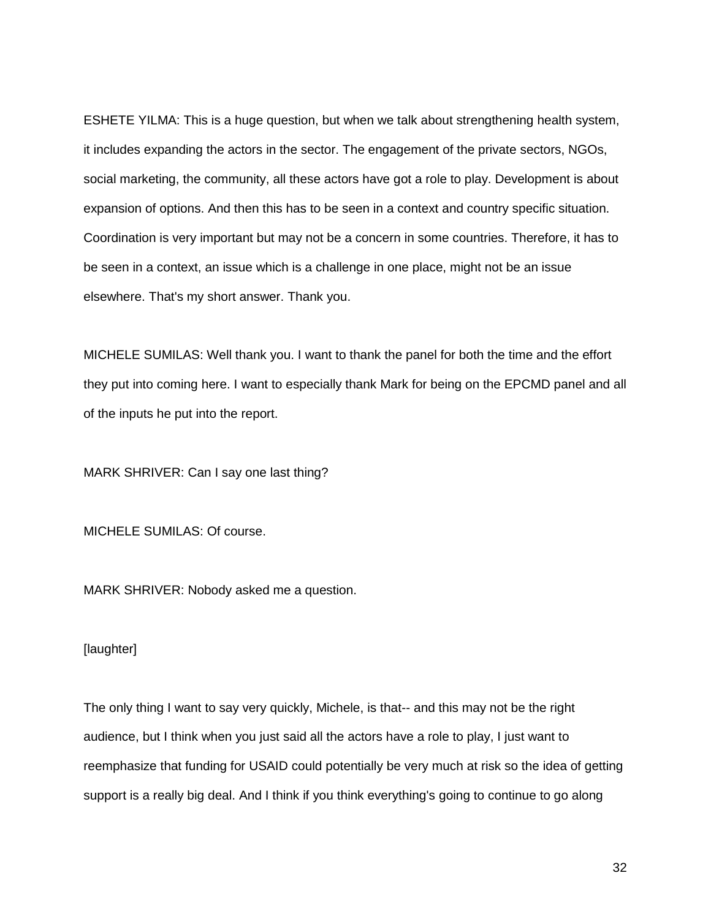ESHETE YILMA: This is a huge question, but when we talk about strengthening health system, it includes expanding the actors in the sector. The engagement of the private sectors, NGOs, social marketing, the community, all these actors have got a role to play. Development is about expansion of options. And then this has to be seen in a context and country specific situation. Coordination is very important but may not be a concern in some countries. Therefore, it has to be seen in a context, an issue which is a challenge in one place, might not be an issue elsewhere. That's my short answer. Thank you.

MICHELE SUMILAS: Well thank you. I want to thank the panel for both the time and the effort they put into coming here. I want to especially thank Mark for being on the EPCMD panel and all of the inputs he put into the report.

MARK SHRIVER: Can I say one last thing?

MICHELE SUMILAS: Of course.

MARK SHRIVER: Nobody asked me a question.

[laughter]

The only thing I want to say very quickly, Michele, is that-- and this may not be the right audience, but I think when you just said all the actors have a role to play, I just want to reemphasize that funding for USAID could potentially be very much at risk so the idea of getting support is a really big deal. And I think if you think everything's going to continue to go along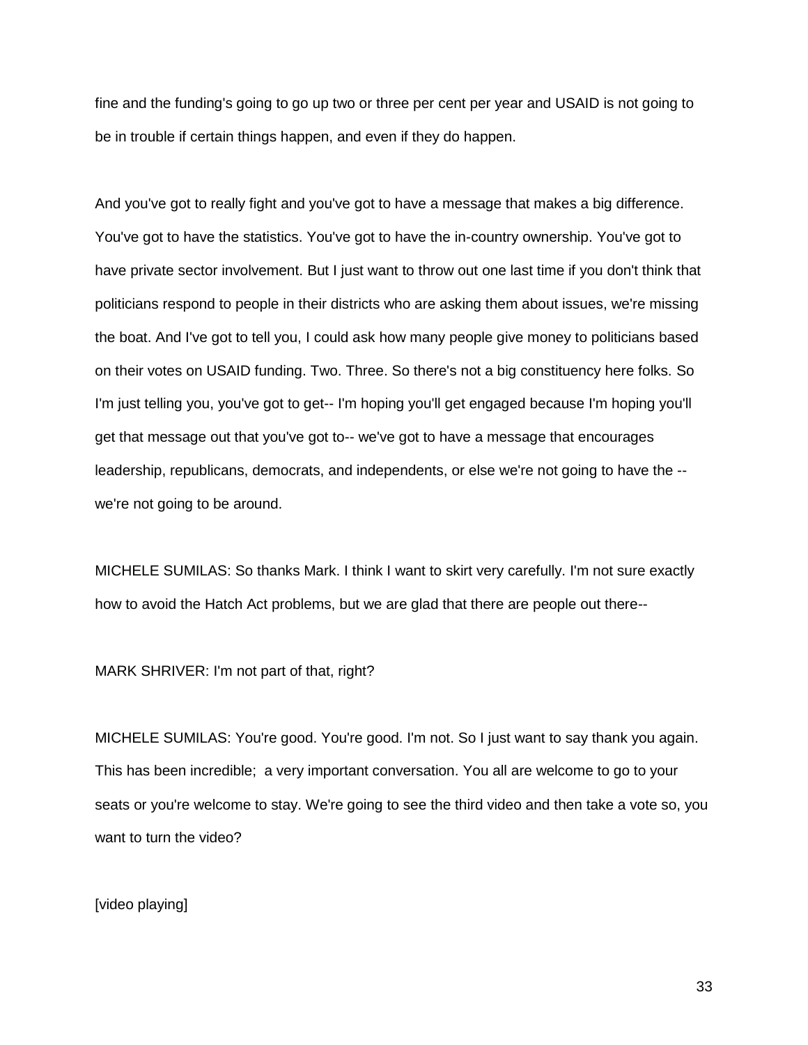fine and the funding's going to go up two or three per cent per year and USAID is not going to be in trouble if certain things happen, and even if they do happen.

And you've got to really fight and you've got to have a message that makes a big difference. You've got to have the statistics. You've got to have the in-country ownership. You've got to have private sector involvement. But I just want to throw out one last time if you don't think that politicians respond to people in their districts who are asking them about issues, we're missing the boat. And I've got to tell you, I could ask how many people give money to politicians based on their votes on USAID funding. Two. Three. So there's not a big constituency here folks. So I'm just telling you, you've got to get-- I'm hoping you'll get engaged because I'm hoping you'll get that message out that you've got to-- we've got to have a message that encourages leadership, republicans, democrats, and independents, or else we're not going to have the -- we're not going to be around.

MICHELE SUMILAS: So thanks Mark. I think I want to skirt very carefully. I'm not sure exactly how to avoid the Hatch Act problems, but we are glad that there are people out there--

MARK SHRIVER: I'm not part of that, right?

MICHELE SUMILAS: You're good. You're good. I'm not. So I just want to say thank you again. This has been incredible; a very important conversation. You all are welcome to go to your seats or you're welcome to stay. We're going to see the third video and then take a vote so, you want to turn the video?

[video playing]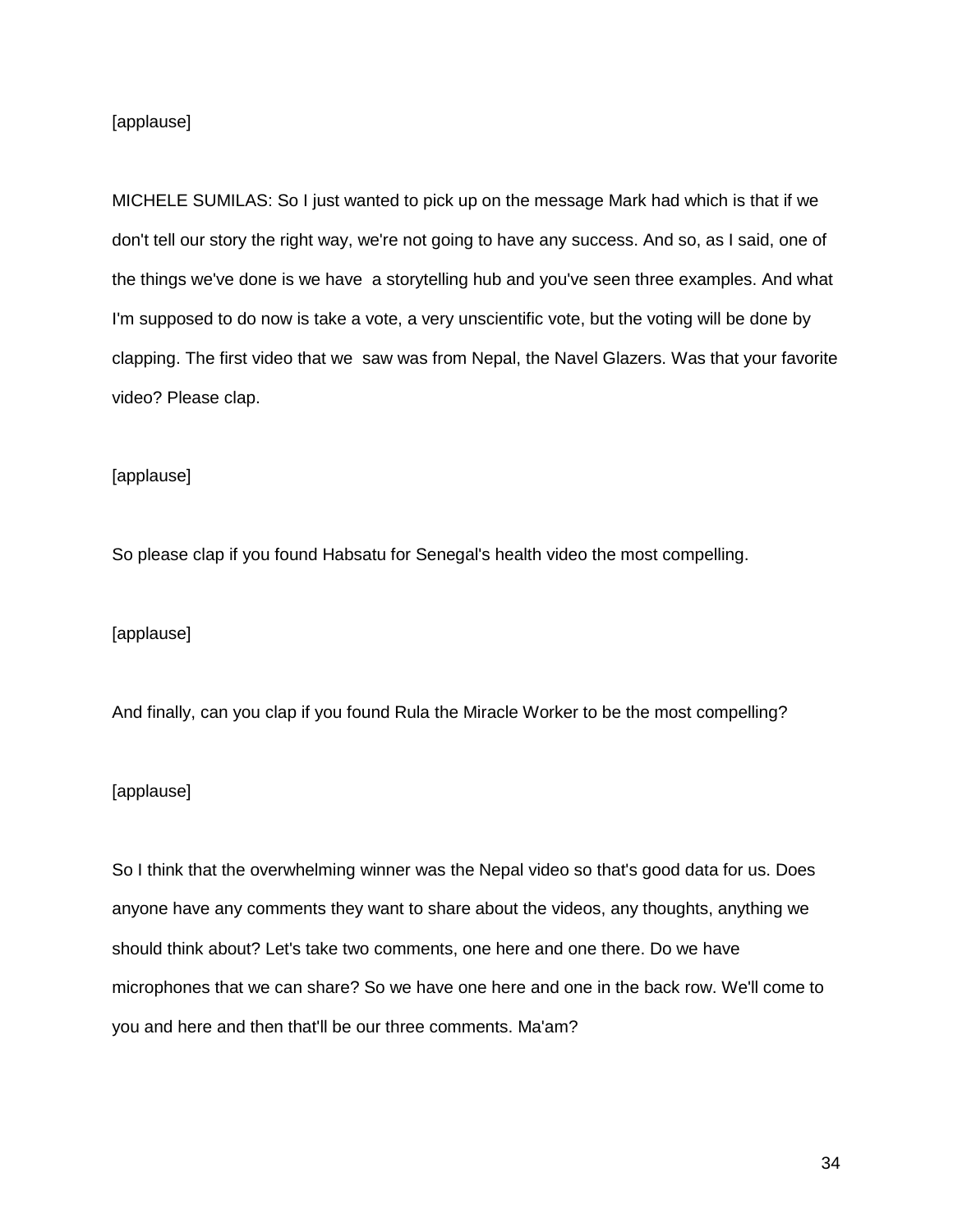[applause]

MICHELE SUMILAS: So I just wanted to pick up on the message Mark had which is that if we don't tell our story the right way, we're not going to have any success. And so, as I said, one of the things we've done is we have a storytelling hub and you've seen three examples. And what I'm supposed to do now is take a vote, a very unscientific vote, but the voting will be done by clapping. The first video that we saw was from Nepal, the Navel Glazers. Was that your favorite video? Please clap.

[applause]

So please clap if you found Habsatu for Senegal's health video the most compelling.

[applause]

And finally, can you clap if you found Rula the Miracle Worker to be the most compelling?

[applause]

So I think that the overwhelming winner was the Nepal video so that's good data for us. Does anyone have any comments they want to share about the videos, any thoughts, anything we should think about? Let's take two comments, one here and one there. Do we have microphones that we can share? So we have one here and one in the back row. We'll come to you and here and then that'll be our three comments. Ma'am?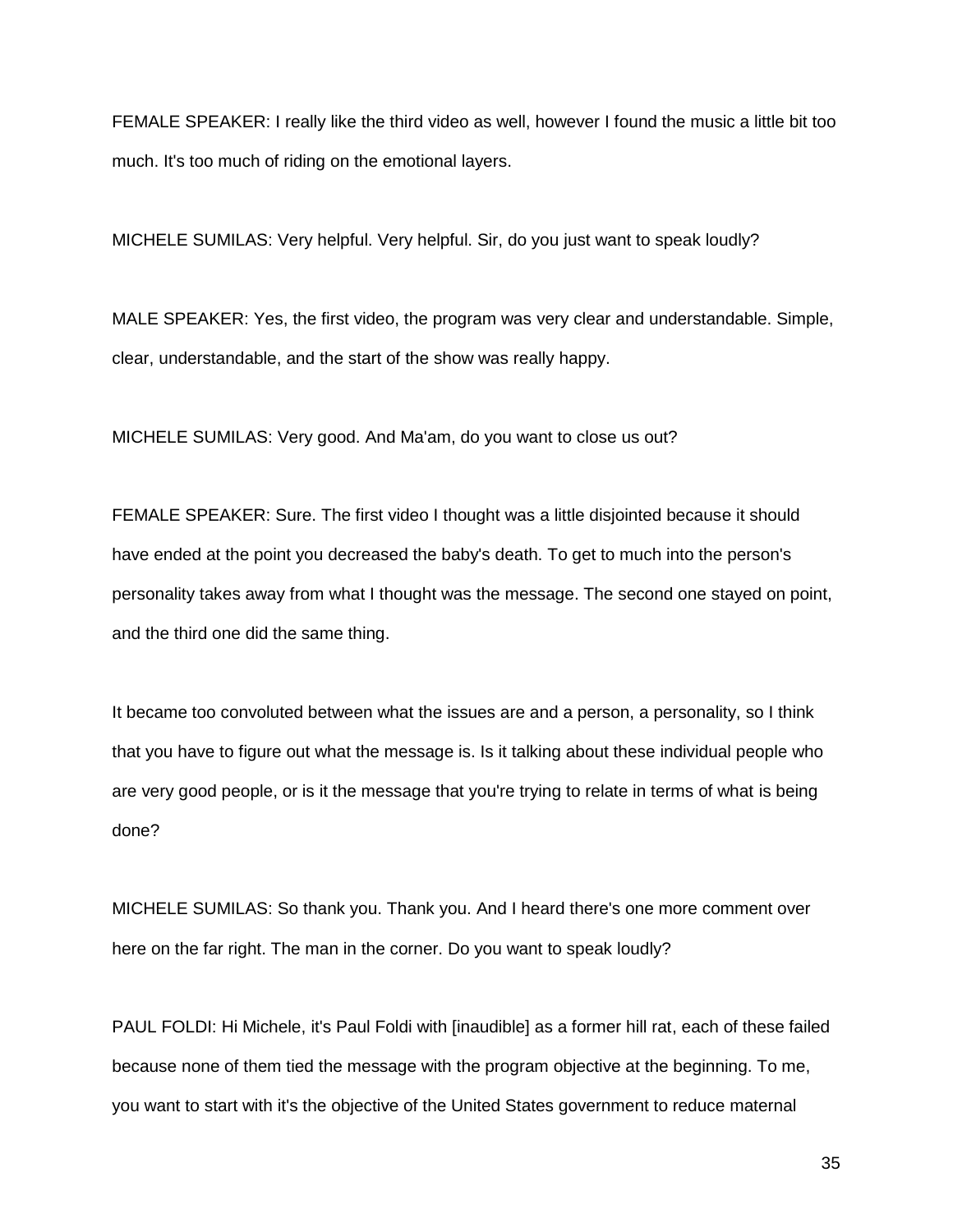FEMALE SPEAKER: I really like the third video as well, however I found the music a little bit too much. It's too much of riding on the emotional layers.

MICHELE SUMILAS: Very helpful. Very helpful. Sir, do you just want to speak loudly?

MALE SPEAKER: Yes, the first video, the program was very clear and understandable. Simple, clear, understandable, and the start of the show was really happy.

MICHELE SUMILAS: Very good. And Ma'am, do you want to close us out?

FEMALE SPEAKER: Sure. The first video I thought was a little disjointed because it should have ended at the point you decreased the baby's death. To get to much into the person's personality takes away from what I thought was the message. The second one stayed on point, and the third one did the same thing.

It became too convoluted between what the issues are and a person, a personality, so I think that you have to figure out what the message is. Is it talking about these individual people who are very good people, or is it the message that you're trying to relate in terms of what is being done?

MICHELE SUMILAS: So thank you. Thank you. And I heard there's one more comment over here on the far right. The man in the corner. Do you want to speak loudly?

PAUL FOLDI: Hi Michele, it's Paul Foldi with [inaudible] as a former hill rat, each of these failed because none of them tied the message with the program objective at the beginning. To me, you want to start with it's the objective of the United States government to reduce maternal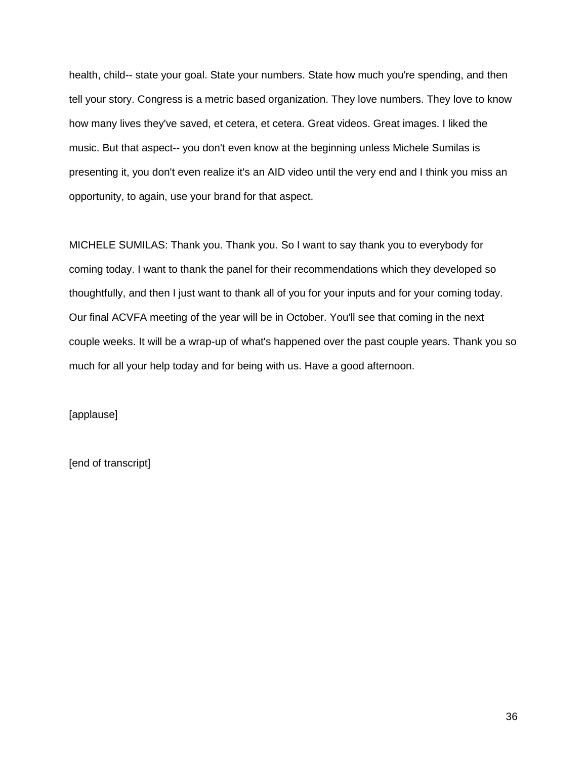health, child-- state your goal. State your numbers. State how much you're spending, and then tell your story. Congress is a metric based organization. They love numbers. They love to know how many lives they've saved, et cetera, et cetera. Great videos. Great images. I liked the music. But that aspect-- you don't even know at the beginning unless Michele Sumilas is presenting it, you don't even realize it's an AID video until the very end and I think you miss an opportunity, to again, use your brand for that aspect.

MICHELE SUMILAS: Thank you. Thank you. So I want to say thank you to everybody for coming today. I want to thank the panel for their recommendations which they developed so thoughtfully, and then I just want to thank all of you for your inputs and for your coming today. Our final ACVFA meeting of the year will be in October. You'll see that coming in the next couple weeks. It will be a wrap-up of what's happened over the past couple years. Thank you so much for all your help today and for being with us. Have a good afternoon.

[applause]

[end of transcript]